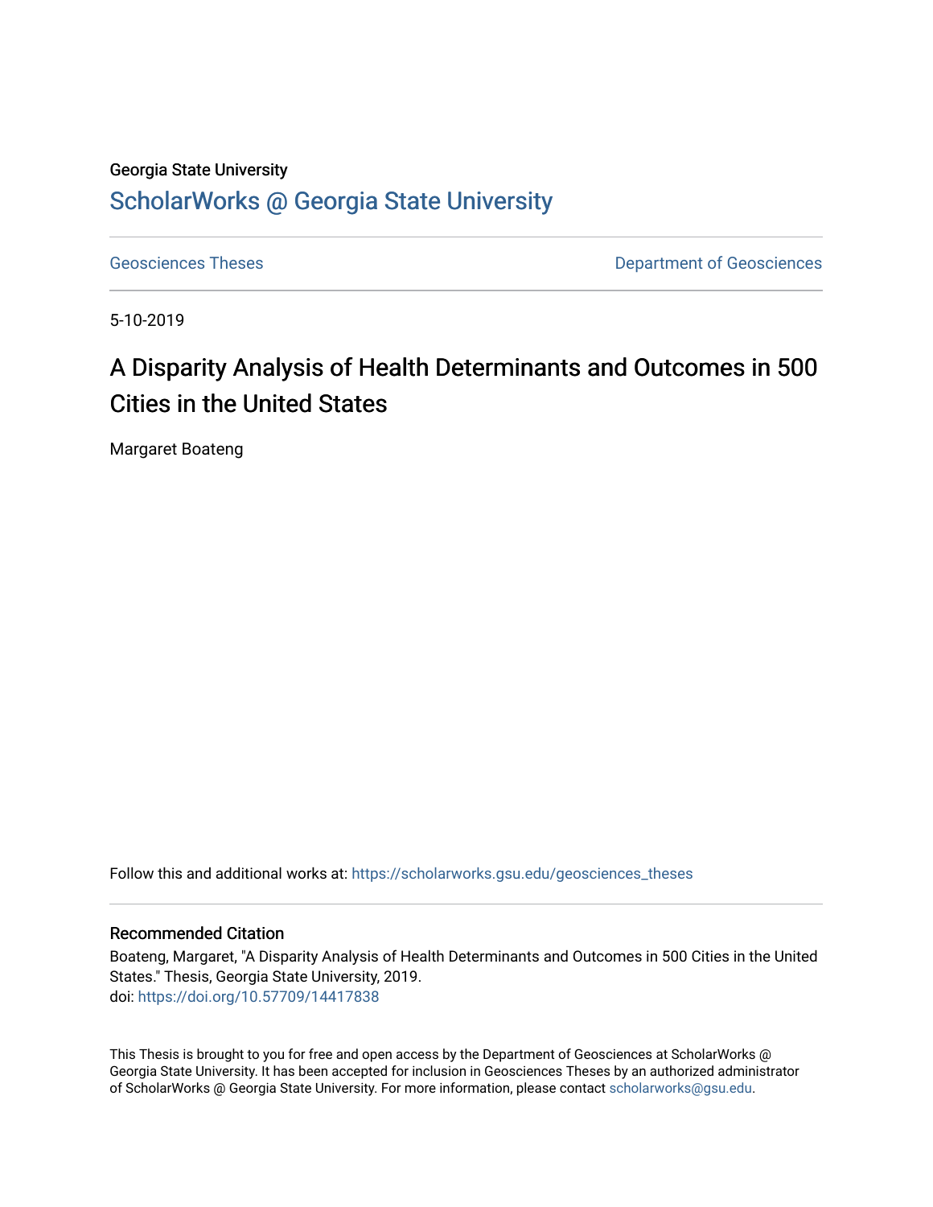Georgia State University

# ScholarWorks @ Georgia State University

Geosciences Theses

Department of Geosciences

5-10-2019

## A Disparity Analysis of Health Determinants and Outcomes in 500 Cities in the United States

Margaret Boateng

Follow this and additional works at: https://scholarworks.gsu.edu/geosciences_theses

### Recommended Citation

Boateng, Margaret, "A Disparity Analysis of Health Determinants and Outcomes in 500 Cities in the United States." Thesis, Georgia State University, 2019.
doi: https://doi.org/10.57709/14417838

This Thesis is brought to you for free and open access by the Department of Geosciences at ScholarWorks @ Georgia State University. It has been accepted for inclusion in Geosciences Theses by an authorized administrator of ScholarWorks @ Georgia State University. For more information, please contact scholarworks@gsu.edu.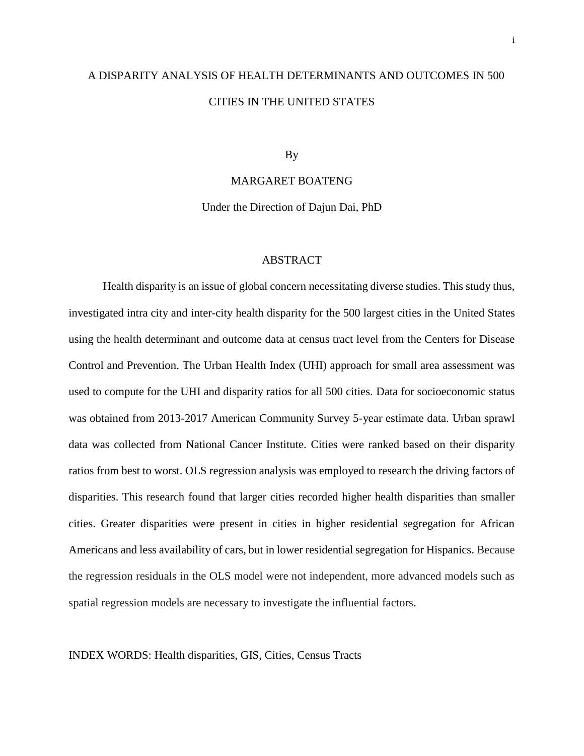# A DISPARITY ANALYSIS OF HEALTH DETERMINANTS AND OUTCOMES IN 500 CITIES IN THE UNITED STATES

By

MARGARET BOATENG

Under the Direction of Dajun Dai, PhD

## ABSTRACT

Health disparity is an issue of global concern necessitating diverse studies. This study thus, investigated intra city and inter-city health disparity for the 500 largest cities in the United States using the health determinant and outcome data at census tract level from the Centers for Disease Control and Prevention. The Urban Health Index (UHI) approach for small area assessment was used to compute for the UHI and disparity ratios for all 500 cities. Data for socioeconomic status was obtained from 2013-2017 American Community Survey 5-year estimate data. Urban sprawl data was collected from National Cancer Institute. Cities were ranked based on their disparity ratios from best to worst. OLS regression analysis was employed to research the driving factors of disparities. This research found that larger cities recorded higher health disparities than smaller cities. Greater disparities were present in cities in higher residential segregation for African Americans and less availability of cars, but in lower residential segregation for Hispanics. Because the regression residuals in the OLS model were not independent, more advanced models such as spatial regression models are necessary to investigate the influential factors.

INDEX WORDS: Health disparities, GIS, Cities, Census Tracts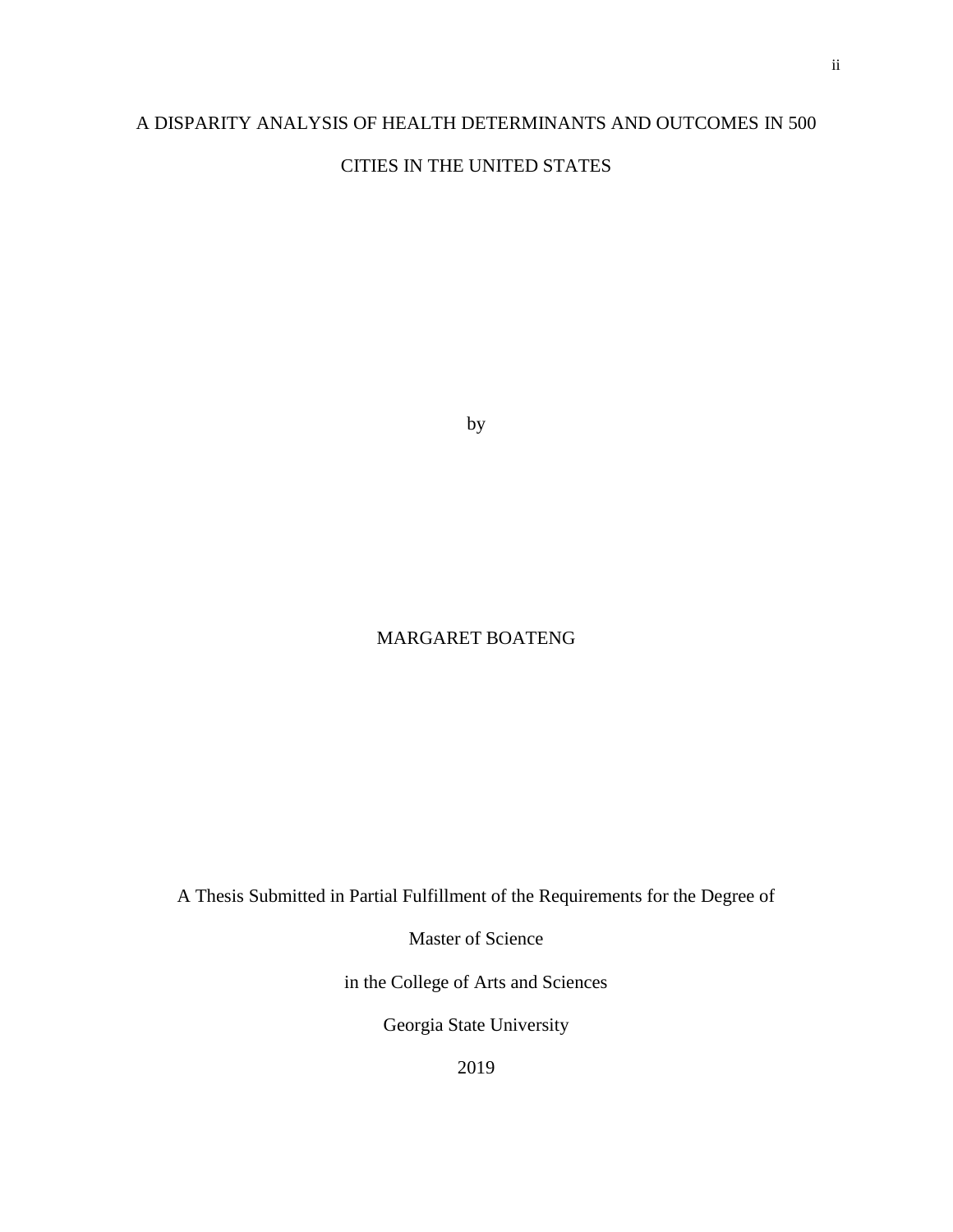A DISPARITY ANALYSIS OF HEALTH DETERMINANTS AND OUTCOMES IN 500 CITIES IN THE UNITED STATES

by

MARGARET BOATENG

A Thesis Submitted in Partial Fulfillment of the Requirements for the Degree of

Master of Science

in the College of Arts and Sciences

Georgia State University

2019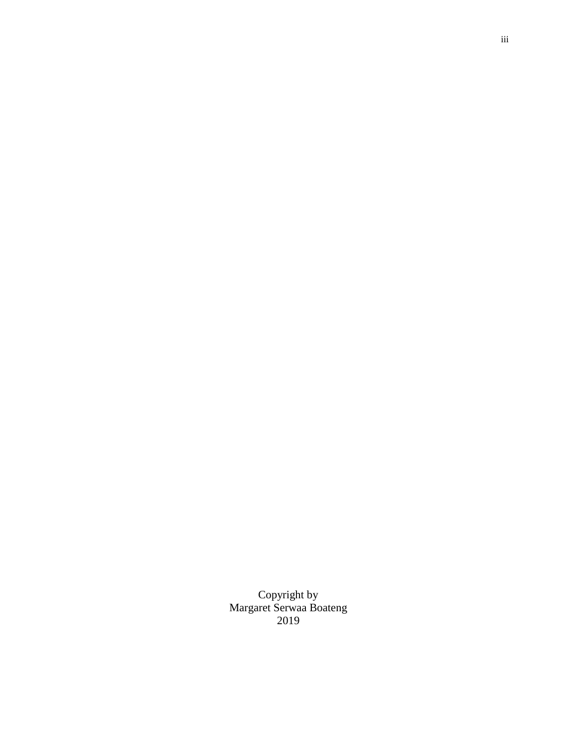Copyright by
Margaret Serwaa Boateng
2019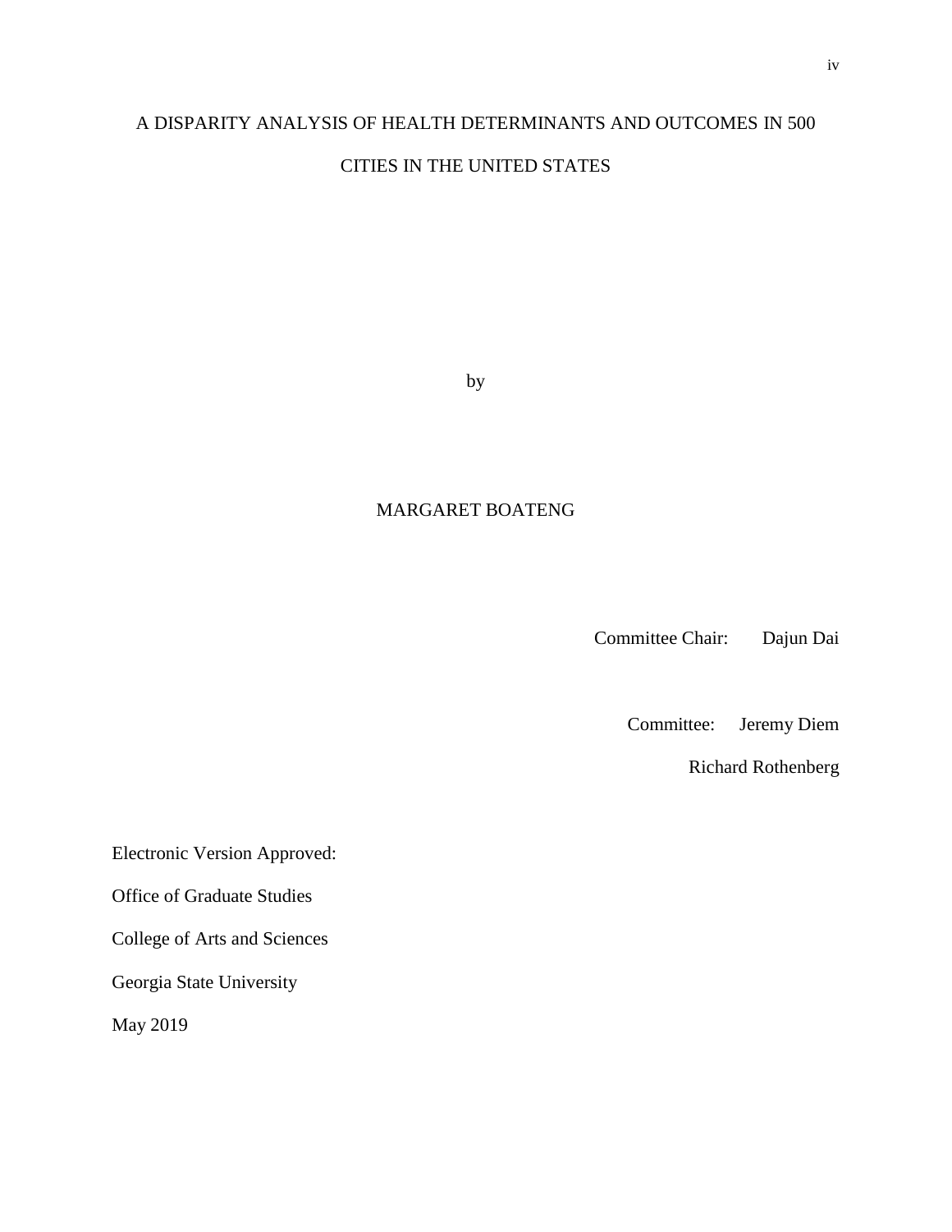A DISPARITY ANALYSIS OF HEALTH DETERMINANTS AND OUTCOMES IN 500 CITIES IN THE UNITED STATES

by

MARGARET BOATENG

Committee Chair: Dajun Dai

Committee: Jeremy Diem

Richard Rothenberg

Electronic Version Approved:

Office of Graduate Studies

College of Arts and Sciences

Georgia State University

May 2019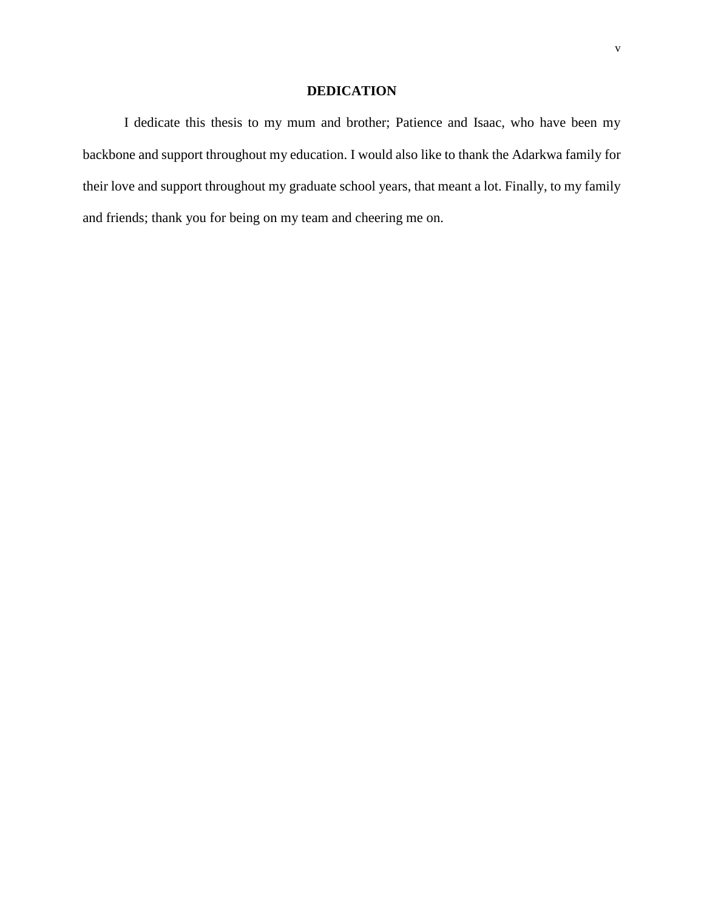# DEDICATION

I dedicate this thesis to my mum and brother; Patience and Isaac, who have been my backbone and support throughout my education. I would also like to thank the Adarkwa family for their love and support throughout my graduate school years, that meant a lot. Finally, to my family and friends; thank you for being on my team and cheering me on.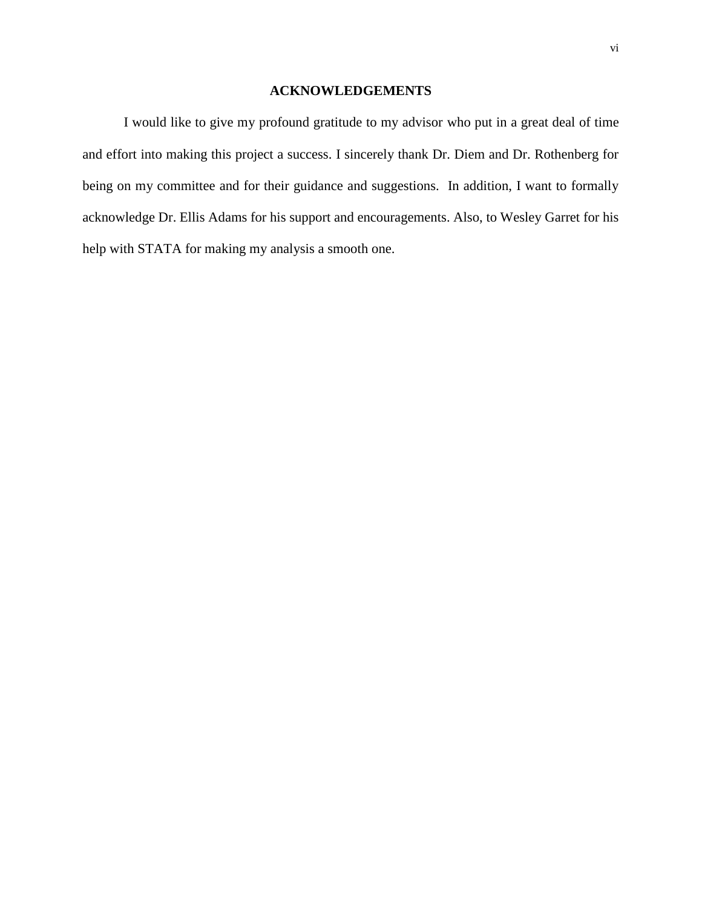# ACKNOWLEDGEMENTS

I would like to give my profound gratitude to my advisor who put in a great deal of time and effort into making this project a success. I sincerely thank Dr. Diem and Dr. Rothenberg for being on my committee and for their guidance and suggestions. In addition, I want to formally acknowledge Dr. Ellis Adams for his support and encouragements. Also, to Wesley Garret for his help with STATA for making my analysis a smooth one.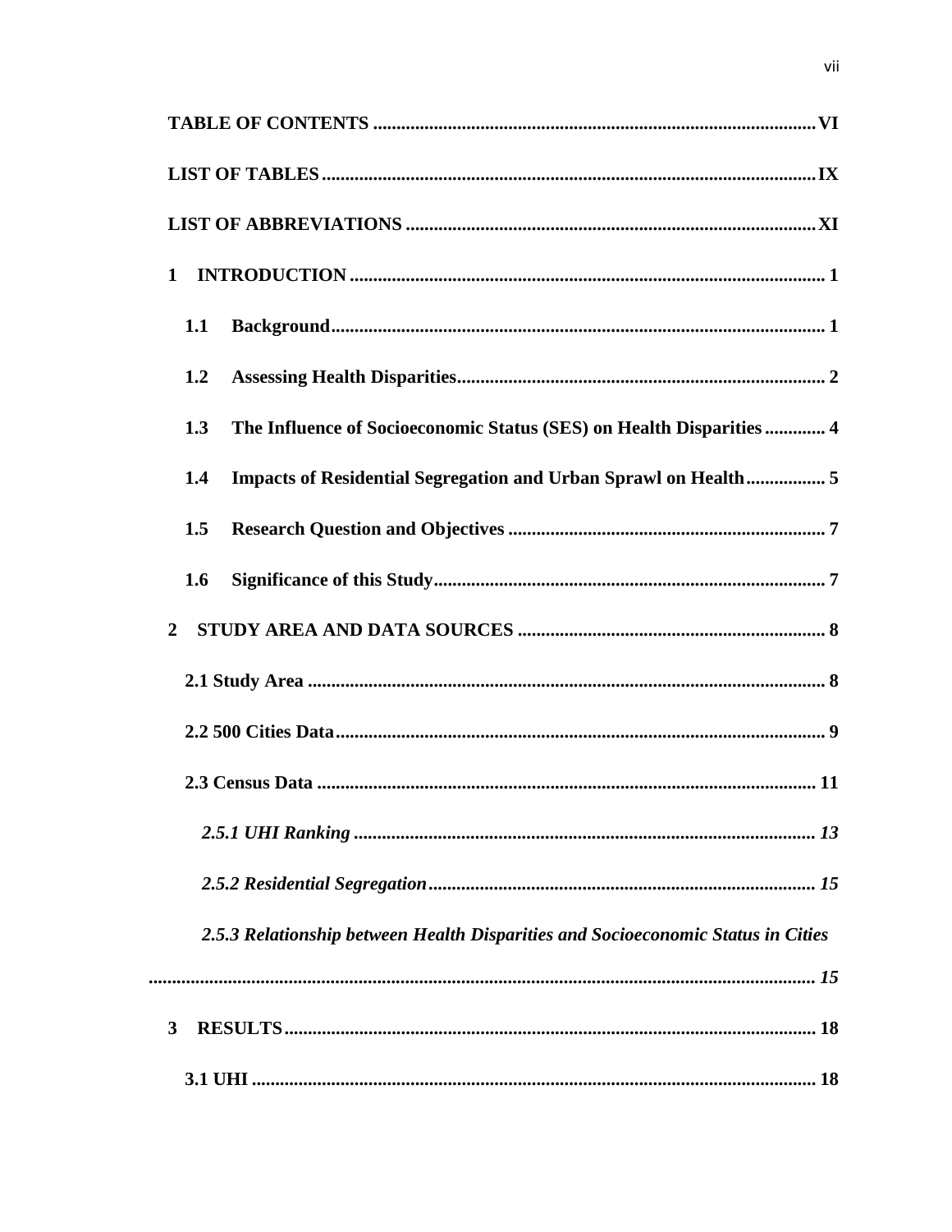**TABLE OF CONTENTS** ............................................................................................. **VI**

**LIST OF TABLES** ......................................................................................................... **IX**

**LIST OF ABBREVIATIONS** ....................................................................................... **XI**

**1 INTRODUCTION** .................................................................................................... **1**

**1.1 Background** ......................................................................................................... **1**

**1.2 Assessing Health Disparities** .............................................................................. **2**

**1.3 The Influence of Socioeconomic Status (SES) on Health Disparities** ............. **4**

**1.4 Impacts of Residential Segregation and Urban Sprawl on Health** ................. **5**

**1.5 Research Question and Objectives** ................................................................... **7**

**1.6 Significance of this Study** .................................................................................... **7**

**2 STUDY AREA AND DATA SOURCES** ................................................................. **8**

**2.1 Study Area** ............................................................................................................. **8**

**2.2 500 Cities Data** ....................................................................................................... **9**

**2.3 Census Data** ......................................................................................................... **11**

***2.5.1 UHI Ranking*** .................................................................................................. ***13***

***2.5.2 Residential Segregation*** .................................................................................. ***15***

***2.5.3 Relationship between Health Disparities and Socioeconomic Status in Cities*** ............................................................................................................................... ***15***

**3 RESULTS** ................................................................................................................. **18**

**3.1 UHI** ........................................................................................................................ **18**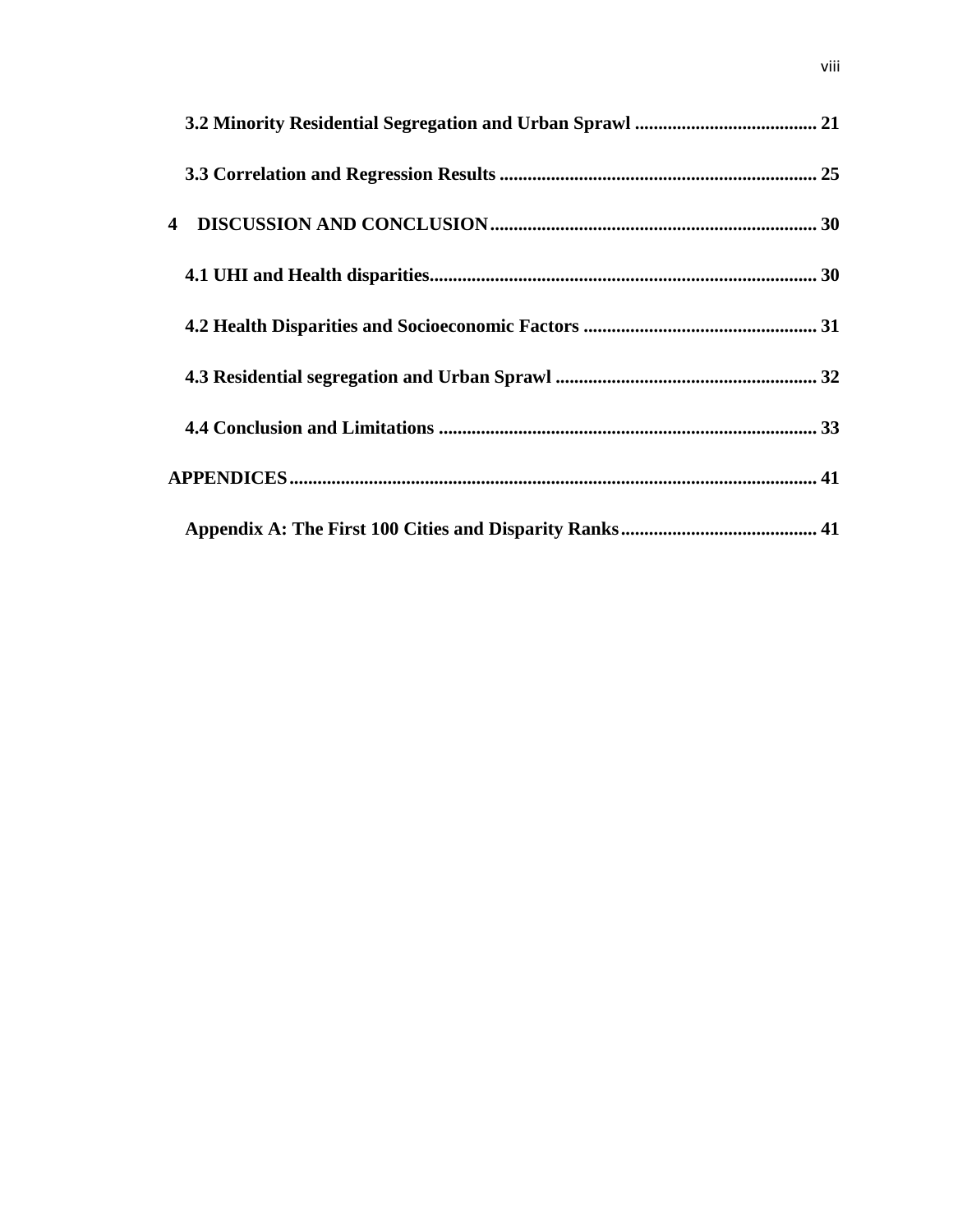**3.2 Minority Residential Segregation and Urban Sprawl** ...................................... 21

**3.3 Correlation and Regression Results** .................................................................. 25

**4 DISCUSSION AND CONCLUSION** ..................................................................... 30

**4.1 UHI and Health disparities** .................................................................................. 30

**4.2 Health Disparities and Socioeconomic Factors** ................................................. 31

**4.3 Residential segregation and Urban Sprawl** ....................................................... 32

**4.4 Conclusion and Limitations** ................................................................................ 33

**APPENDICES** ................................................................................................................ 41

**Appendix A: The First 100 Cities and Disparity Ranks** .......................................... 41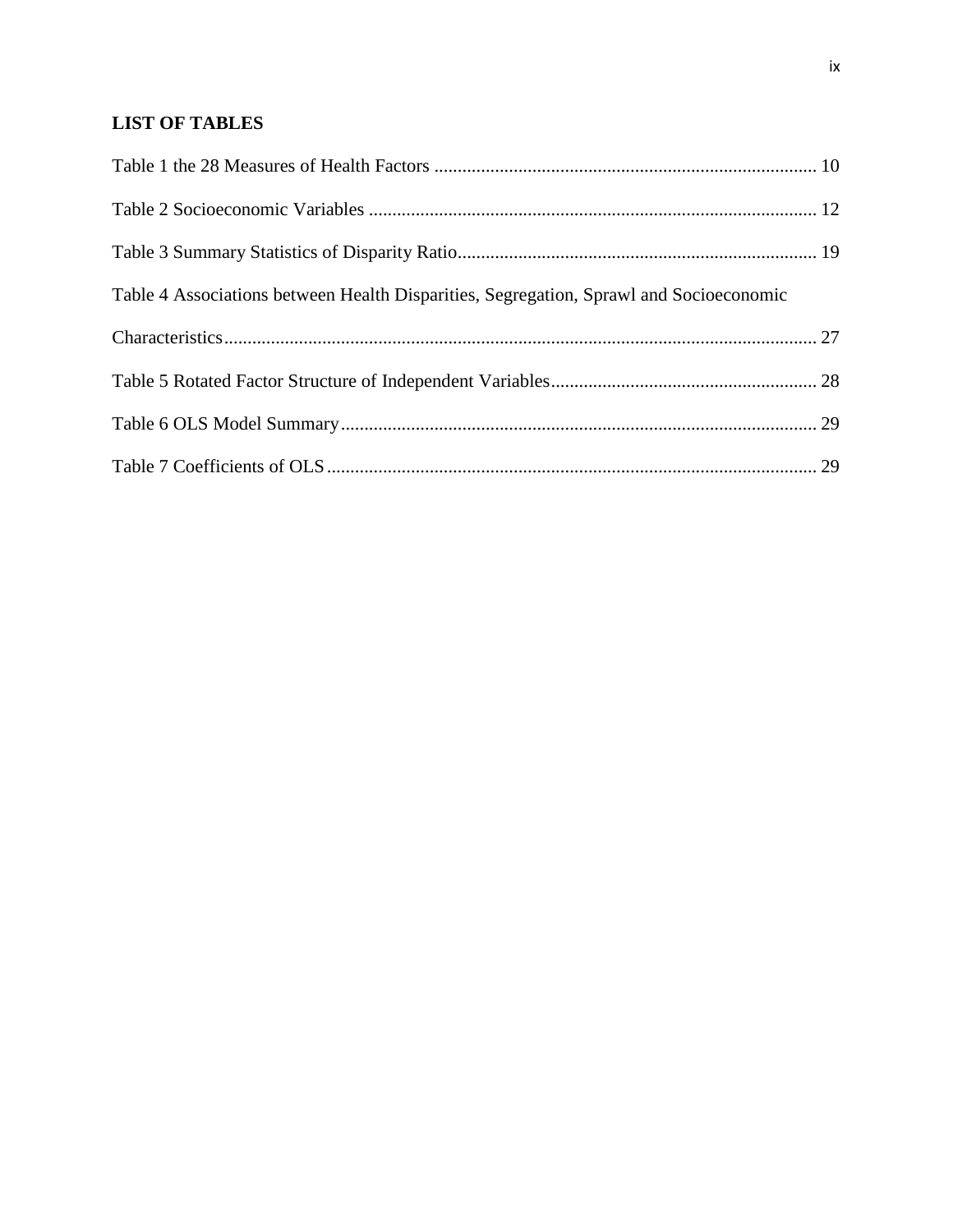## LIST OF TABLES

Table 1 the 28 Measures of Health Factors ........................................................................ 10

Table 2 Socioeconomic Variables ....................................................................................... 12

Table 3 Summary Statistics of Disparity Ratio.................................................................... 19

Table 4 Associations between Health Disparities, Segregation, Sprawl and Socioeconomic Characteristics..................................................................................................................... 27

Table 5 Rotated Factor Structure of Independent Variables............................................... 28

Table 6 OLS Model Summary............................................................................................. 29

Table 7 Coefficients of OLS................................................................................................ 29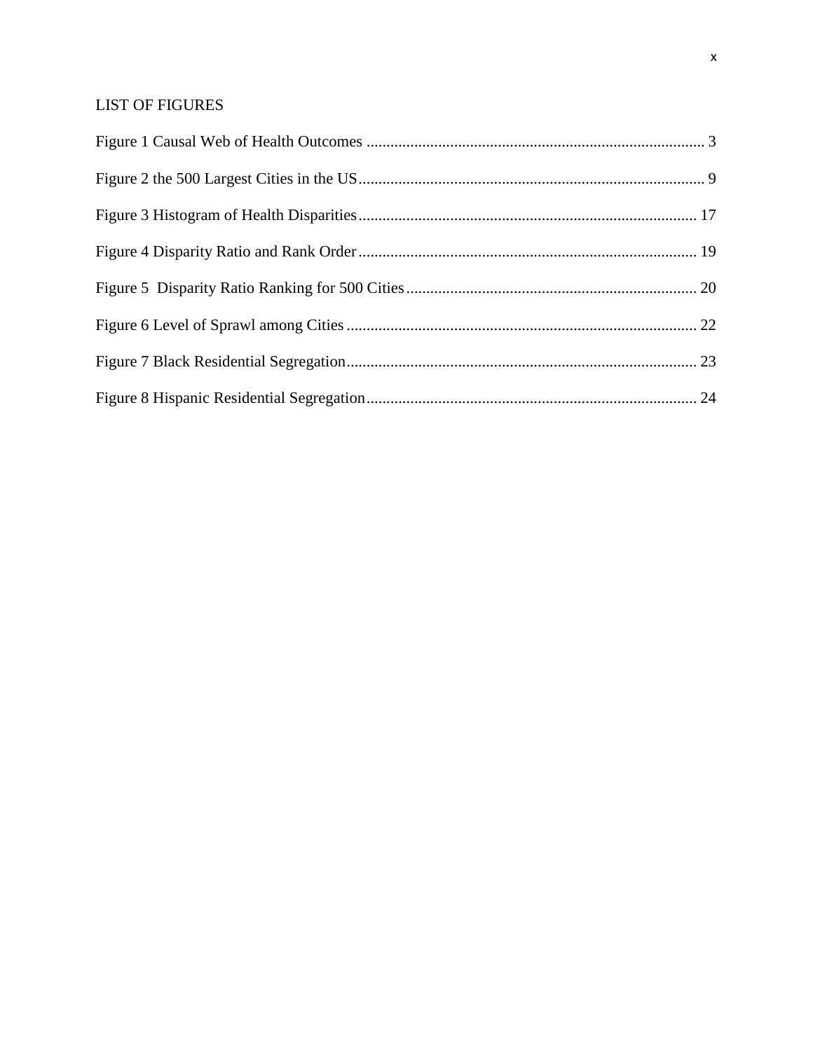# LIST OF FIGURES

Figure 1 Causal Web of Health Outcomes ..................................................... 3

Figure 2 the 500 Largest Cities in the US ..................................................... 9

Figure 3 Histogram of Health Disparities ..................................................... 17

Figure 4 Disparity Ratio and Rank Order ..................................................... 19

Figure 5 Disparity Ratio Ranking for 500 Cities ..................................................... 20

Figure 6 Level of Sprawl among Cities ..................................................... 22

Figure 7 Black Residential Segregation ..................................................... 23

Figure 8 Hispanic Residential Segregation ..................................................... 24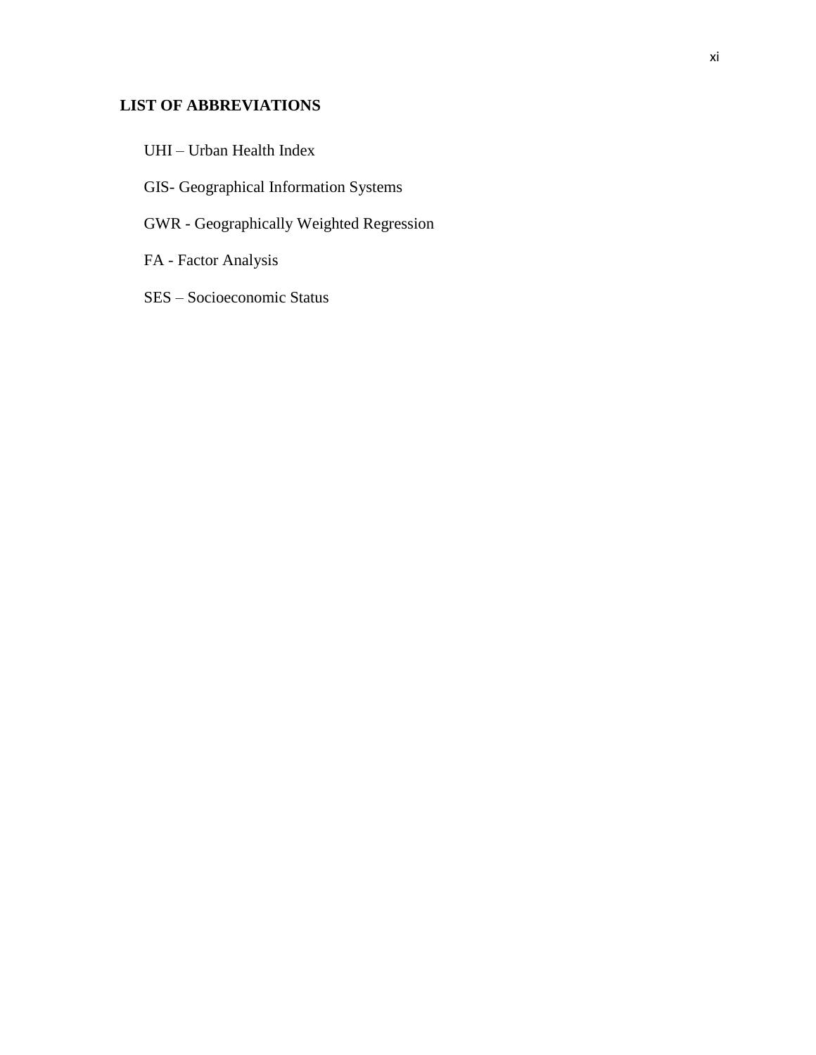## LIST OF ABBREVIATIONS

UHI – Urban Health Index

GIS- Geographical Information Systems

GWR - Geographically Weighted Regression

FA - Factor Analysis

SES – Socioeconomic Status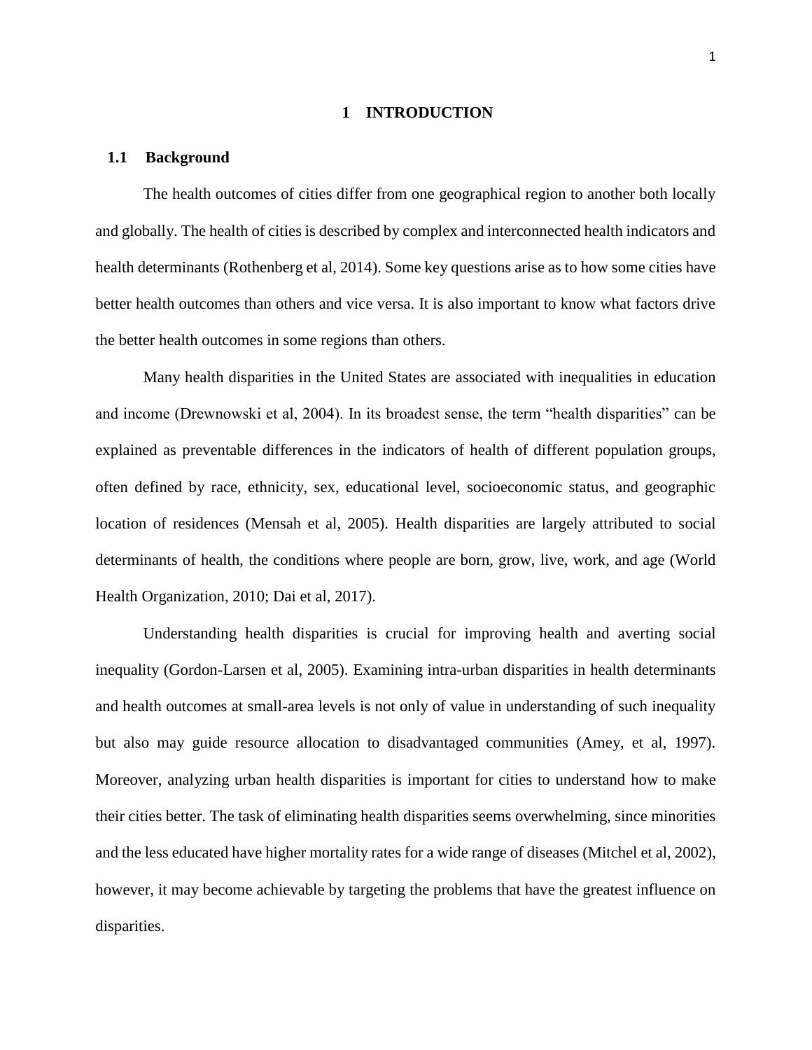# 1 INTRODUCTION

## 1.1 Background

The health outcomes of cities differ from one geographical region to another both locally and globally. The health of cities is described by complex and interconnected health indicators and health determinants (Rothenberg et al, 2014). Some key questions arise as to how some cities have better health outcomes than others and vice versa. It is also important to know what factors drive the better health outcomes in some regions than others.

Many health disparities in the United States are associated with inequalities in education and income (Drewnowski et al, 2004). In its broadest sense, the term "health disparities" can be explained as preventable differences in the indicators of health of different population groups, often defined by race, ethnicity, sex, educational level, socioeconomic status, and geographic location of residences (Mensah et al, 2005). Health disparities are largely attributed to social determinants of health, the conditions where people are born, grow, live, work, and age (World Health Organization, 2010; Dai et al, 2017).

Understanding health disparities is crucial for improving health and averting social inequality (Gordon-Larsen et al, 2005). Examining intra-urban disparities in health determinants and health outcomes at small-area levels is not only of value in understanding of such inequality but also may guide resource allocation to disadvantaged communities (Amey, et al, 1997). Moreover, analyzing urban health disparities is important for cities to understand how to make their cities better. The task of eliminating health disparities seems overwhelming, since minorities and the less educated have higher mortality rates for a wide range of diseases (Mitchel et al, 2002), however, it may become achievable by targeting the problems that have the greatest influence on disparities.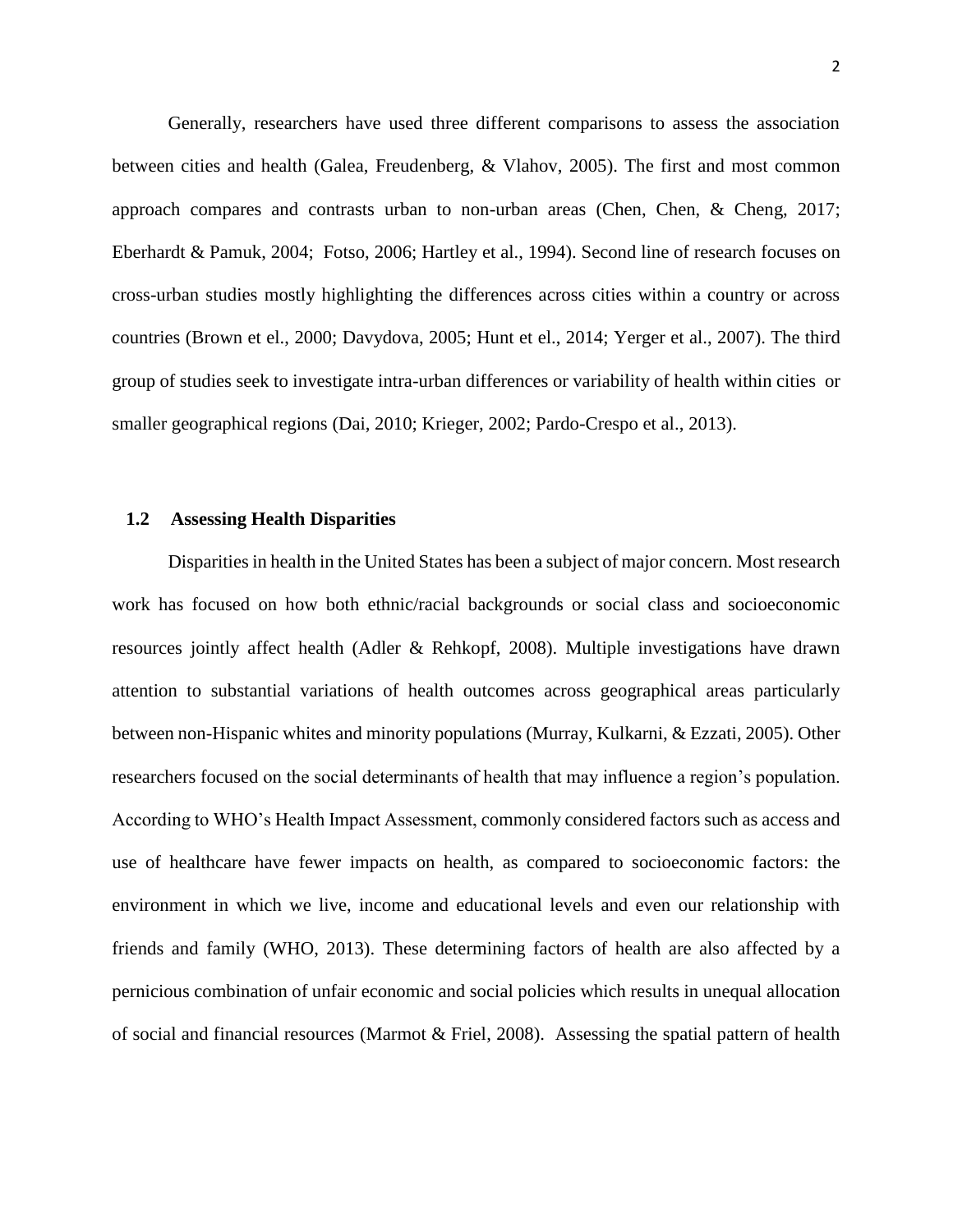Generally, researchers have used three different comparisons to assess the association between cities and health (Galea, Freudenberg, & Vlahov, 2005). The first and most common approach compares and contrasts urban to non-urban areas (Chen, Chen, & Cheng, 2017; Eberhardt & Pamuk, 2004; Fotso, 2006; Hartley et al., 1994). Second line of research focuses on cross-urban studies mostly highlighting the differences across cities within a country or across countries (Brown et el., 2000; Davydova, 2005; Hunt et el., 2014; Yerger et al., 2007). The third group of studies seek to investigate intra-urban differences or variability of health within cities or smaller geographical regions (Dai, 2010; Krieger, 2002; Pardo-Crespo et al., 2013).

## 1.2 Assessing Health Disparities

Disparities in health in the United States has been a subject of major concern. Most research work has focused on how both ethnic/racial backgrounds or social class and socioeconomic resources jointly affect health (Adler & Rehkopf, 2008). Multiple investigations have drawn attention to substantial variations of health outcomes across geographical areas particularly between non-Hispanic whites and minority populations (Murray, Kulkarni, & Ezzati, 2005). Other researchers focused on the social determinants of health that may influence a region's population. According to WHO's Health Impact Assessment, commonly considered factors such as access and use of healthcare have fewer impacts on health, as compared to socioeconomic factors: the environment in which we live, income and educational levels and even our relationship with friends and family (WHO, 2013). These determining factors of health are also affected by a pernicious combination of unfair economic and social policies which results in unequal allocation of social and financial resources (Marmot & Friel, 2008). Assessing the spatial pattern of health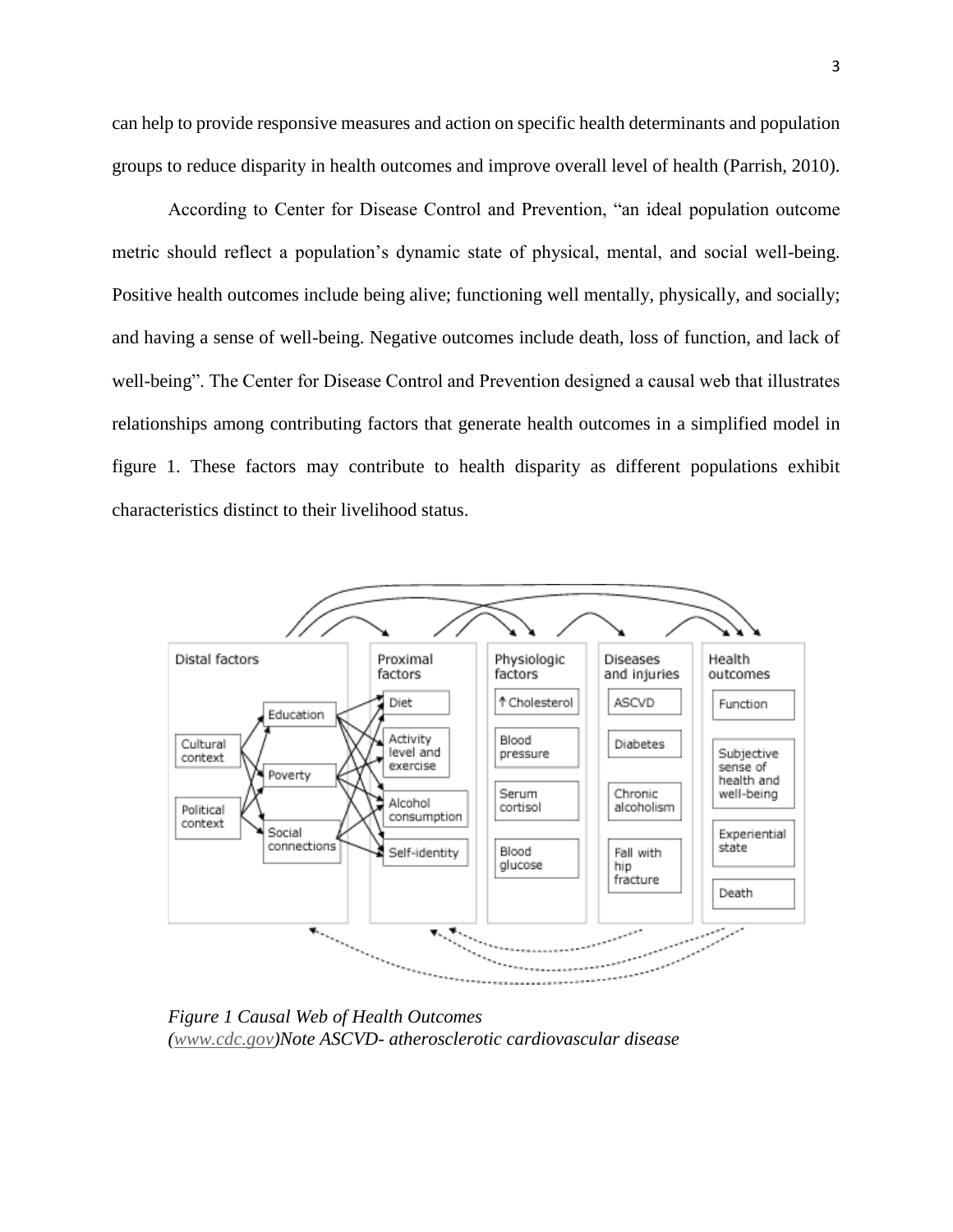can help to provide responsive measures and action on specific health determinants and population groups to reduce disparity in health outcomes and improve overall level of health (Parrish, 2010).

According to Center for Disease Control and Prevention, "an ideal population outcome metric should reflect a population's dynamic state of physical, mental, and social well-being. Positive health outcomes include being alive; functioning well mentally, physically, and socially; and having a sense of well-being. Negative outcomes include death, loss of function, and lack of well-being". The Center for Disease Control and Prevention designed a causal web that illustrates relationships among contributing factors that generate health outcomes in a simplified model in figure 1. These factors may contribute to health disparity as different populations exhibit characteristics distinct to their livelihood status.

Distal factors
Cultural context
Political context
Education
Poverty
Social connections

Proximal factors
Diet
Activity level and exercise
Alcohol consumption
Self-identity

Physiologic factors
↑Cholesterol
Blood pressure
Serum cortisol
Blood glucose

Diseases and injuries
ASCVD
Diabetes
Chronic alcoholism
Fall with hip fracture

Health outcomes
Function
Subjective sense of health and well-being
Experiential state
Death

*Figure 1 Causal Web of Health Outcomes (www.cdc.gov)Note ASCVD- atherosclerotic cardiovascular disease*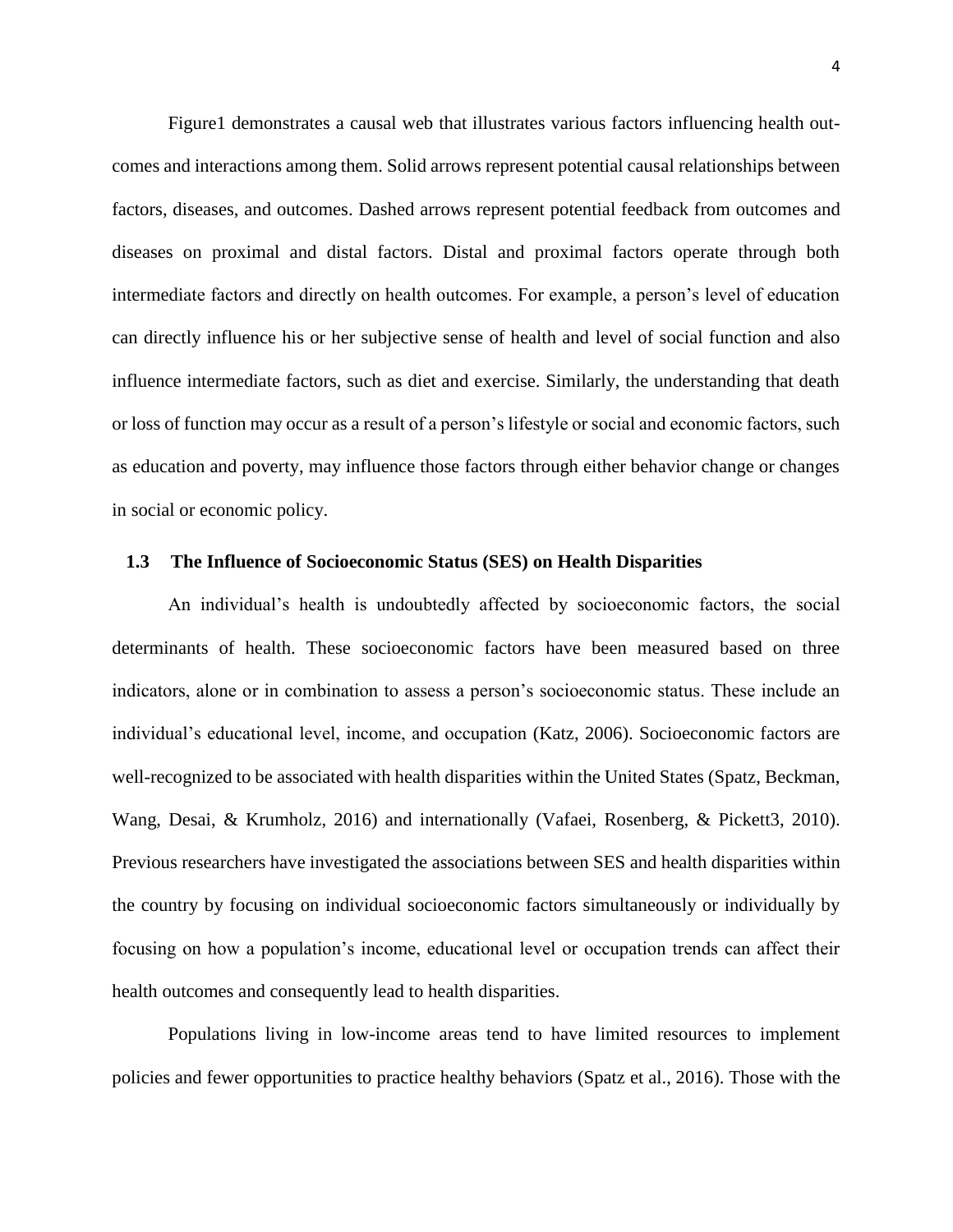Figure1 demonstrates a causal web that illustrates various factors influencing health outcomes and interactions among them. Solid arrows represent potential causal relationships between factors, diseases, and outcomes. Dashed arrows represent potential feedback from outcomes and diseases on proximal and distal factors. Distal and proximal factors operate through both intermediate factors and directly on health outcomes. For example, a person's level of education can directly influence his or her subjective sense of health and level of social function and also influence intermediate factors, such as diet and exercise. Similarly, the understanding that death or loss of function may occur as a result of a person's lifestyle or social and economic factors, such as education and poverty, may influence those factors through either behavior change or changes in social or economic policy.

## 1.3 The Influence of Socioeconomic Status (SES) on Health Disparities

An individual's health is undoubtedly affected by socioeconomic factors, the social determinants of health. These socioeconomic factors have been measured based on three indicators, alone or in combination to assess a person's socioeconomic status. These include an individual's educational level, income, and occupation (Katz, 2006). Socioeconomic factors are well-recognized to be associated with health disparities within the United States (Spatz, Beckman, Wang, Desai, & Krumholz, 2016) and internationally (Vafaei, Rosenberg, & Pickett3, 2010). Previous researchers have investigated the associations between SES and health disparities within the country by focusing on individual socioeconomic factors simultaneously or individually by focusing on how a population's income, educational level or occupation trends can affect their health outcomes and consequently lead to health disparities.

Populations living in low-income areas tend to have limited resources to implement policies and fewer opportunities to practice healthy behaviors (Spatz et al., 2016). Those with the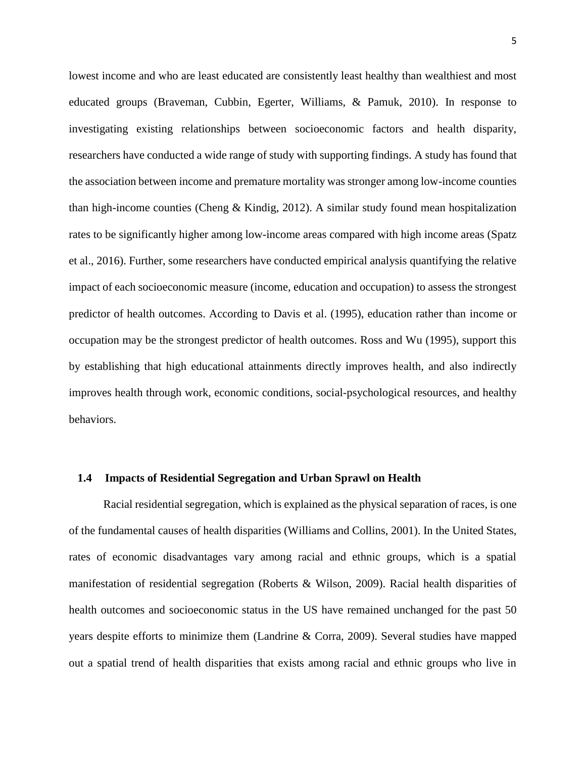lowest income and who are least educated are consistently least healthy than wealthiest and most educated groups (Braveman, Cubbin, Egerter, Williams, & Pamuk, 2010). In response to investigating existing relationships between socioeconomic factors and health disparity, researchers have conducted a wide range of study with supporting findings. A study has found that the association between income and premature mortality was stronger among low-income counties than high-income counties (Cheng & Kindig, 2012). A similar study found mean hospitalization rates to be significantly higher among low-income areas compared with high income areas (Spatz et al., 2016). Further, some researchers have conducted empirical analysis quantifying the relative impact of each socioeconomic measure (income, education and occupation) to assess the strongest predictor of health outcomes. According to Davis et al. (1995), education rather than income or occupation may be the strongest predictor of health outcomes. Ross and Wu (1995), support this by establishing that high educational attainments directly improves health, and also indirectly improves health through work, economic conditions, social-psychological resources, and healthy behaviors.

### 1.4 Impacts of Residential Segregation and Urban Sprawl on Health

Racial residential segregation, which is explained as the physical separation of races, is one of the fundamental causes of health disparities (Williams and Collins, 2001). In the United States, rates of economic disadvantages vary among racial and ethnic groups, which is a spatial manifestation of residential segregation (Roberts & Wilson, 2009). Racial health disparities of health outcomes and socioeconomic status in the US have remained unchanged for the past 50 years despite efforts to minimize them (Landrine & Corra, 2009). Several studies have mapped out a spatial trend of health disparities that exists among racial and ethnic groups who live in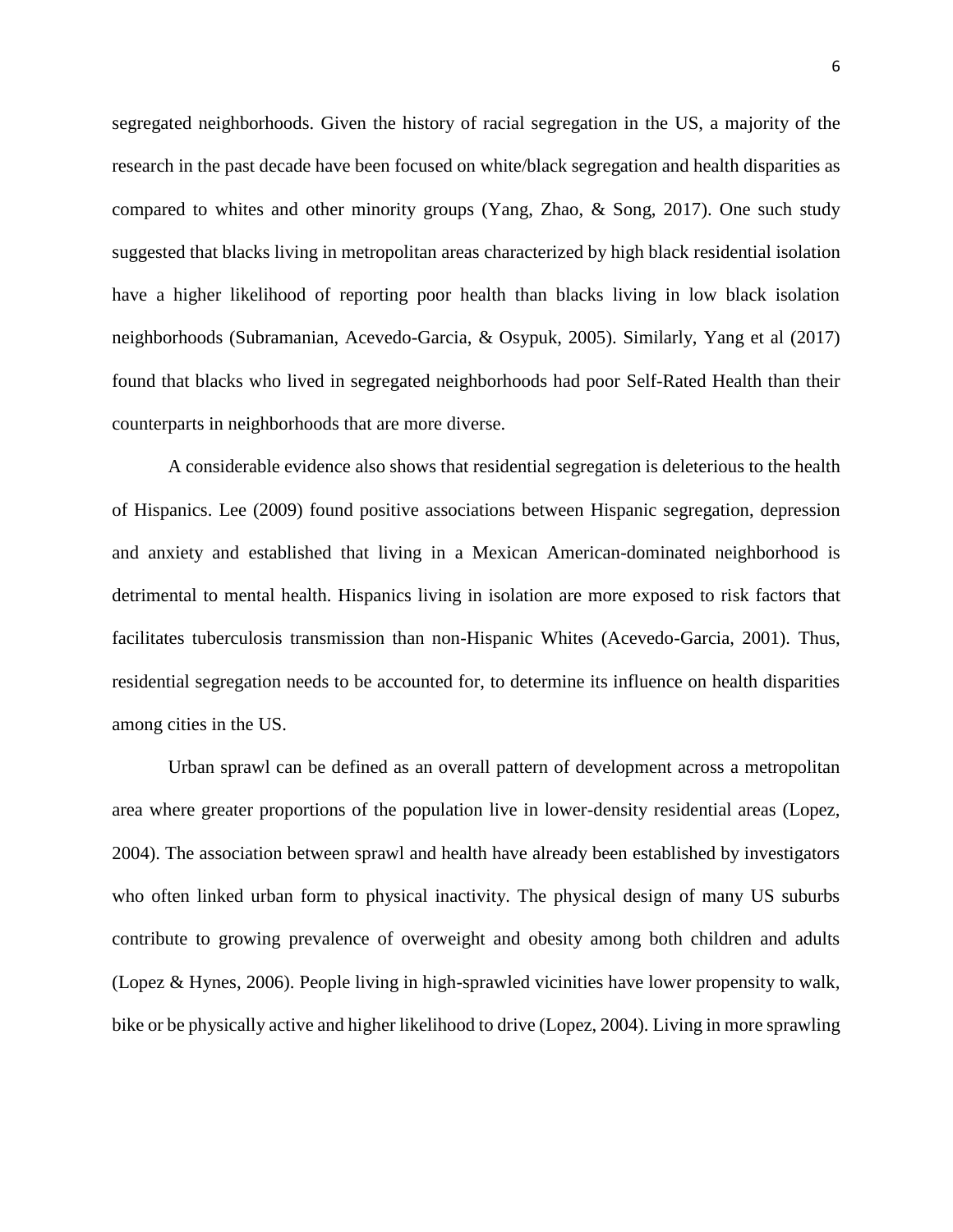segregated neighborhoods. Given the history of racial segregation in the US, a majority of the research in the past decade have been focused on white/black segregation and health disparities as compared to whites and other minority groups (Yang, Zhao, & Song, 2017). One such study suggested that blacks living in metropolitan areas characterized by high black residential isolation have a higher likelihood of reporting poor health than blacks living in low black isolation neighborhoods (Subramanian, Acevedo-Garcia, & Osypuk, 2005). Similarly, Yang et al (2017) found that blacks who lived in segregated neighborhoods had poor Self-Rated Health than their counterparts in neighborhoods that are more diverse.

A considerable evidence also shows that residential segregation is deleterious to the health of Hispanics. Lee (2009) found positive associations between Hispanic segregation, depression and anxiety and established that living in a Mexican American-dominated neighborhood is detrimental to mental health. Hispanics living in isolation are more exposed to risk factors that facilitates tuberculosis transmission than non-Hispanic Whites (Acevedo-Garcia, 2001). Thus, residential segregation needs to be accounted for, to determine its influence on health disparities among cities in the US.

Urban sprawl can be defined as an overall pattern of development across a metropolitan area where greater proportions of the population live in lower-density residential areas (Lopez, 2004). The association between sprawl and health have already been established by investigators who often linked urban form to physical inactivity. The physical design of many US suburbs contribute to growing prevalence of overweight and obesity among both children and adults (Lopez & Hynes, 2006). People living in high-sprawled vicinities have lower propensity to walk, bike or be physically active and higher likelihood to drive (Lopez, 2004). Living in more sprawling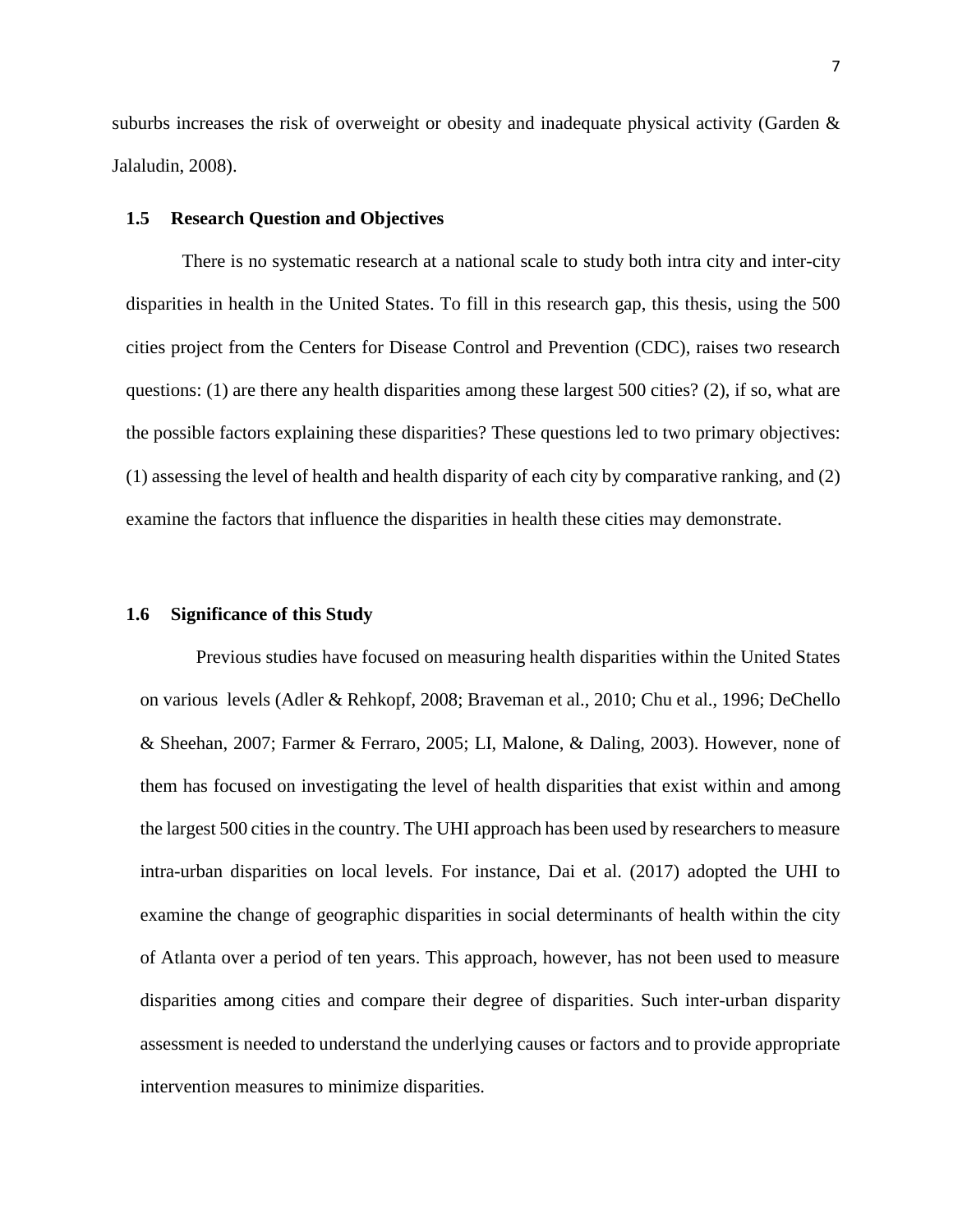suburbs increases the risk of overweight or obesity and inadequate physical activity (Garden & Jalaludin, 2008).

## 1.5 Research Question and Objectives

There is no systematic research at a national scale to study both intra city and inter-city disparities in health in the United States. To fill in this research gap, this thesis, using the 500 cities project from the Centers for Disease Control and Prevention (CDC), raises two research questions: (1) are there any health disparities among these largest 500 cities? (2), if so, what are the possible factors explaining these disparities? These questions led to two primary objectives: (1) assessing the level of health and health disparity of each city by comparative ranking, and (2) examine the factors that influence the disparities in health these cities may demonstrate.

## 1.6 Significance of this Study

Previous studies have focused on measuring health disparities within the United States on various levels (Adler & Rehkopf, 2008; Braveman et al., 2010; Chu et al., 1996; DeChello & Sheehan, 2007; Farmer & Ferraro, 2005; LI, Malone, & Daling, 2003). However, none of them has focused on investigating the level of health disparities that exist within and among the largest 500 cities in the country. The UHI approach has been used by researchers to measure intra-urban disparities on local levels. For instance, Dai et al. (2017) adopted the UHI to examine the change of geographic disparities in social determinants of health within the city of Atlanta over a period of ten years. This approach, however, has not been used to measure disparities among cities and compare their degree of disparities. Such inter-urban disparity assessment is needed to understand the underlying causes or factors and to provide appropriate intervention measures to minimize disparities.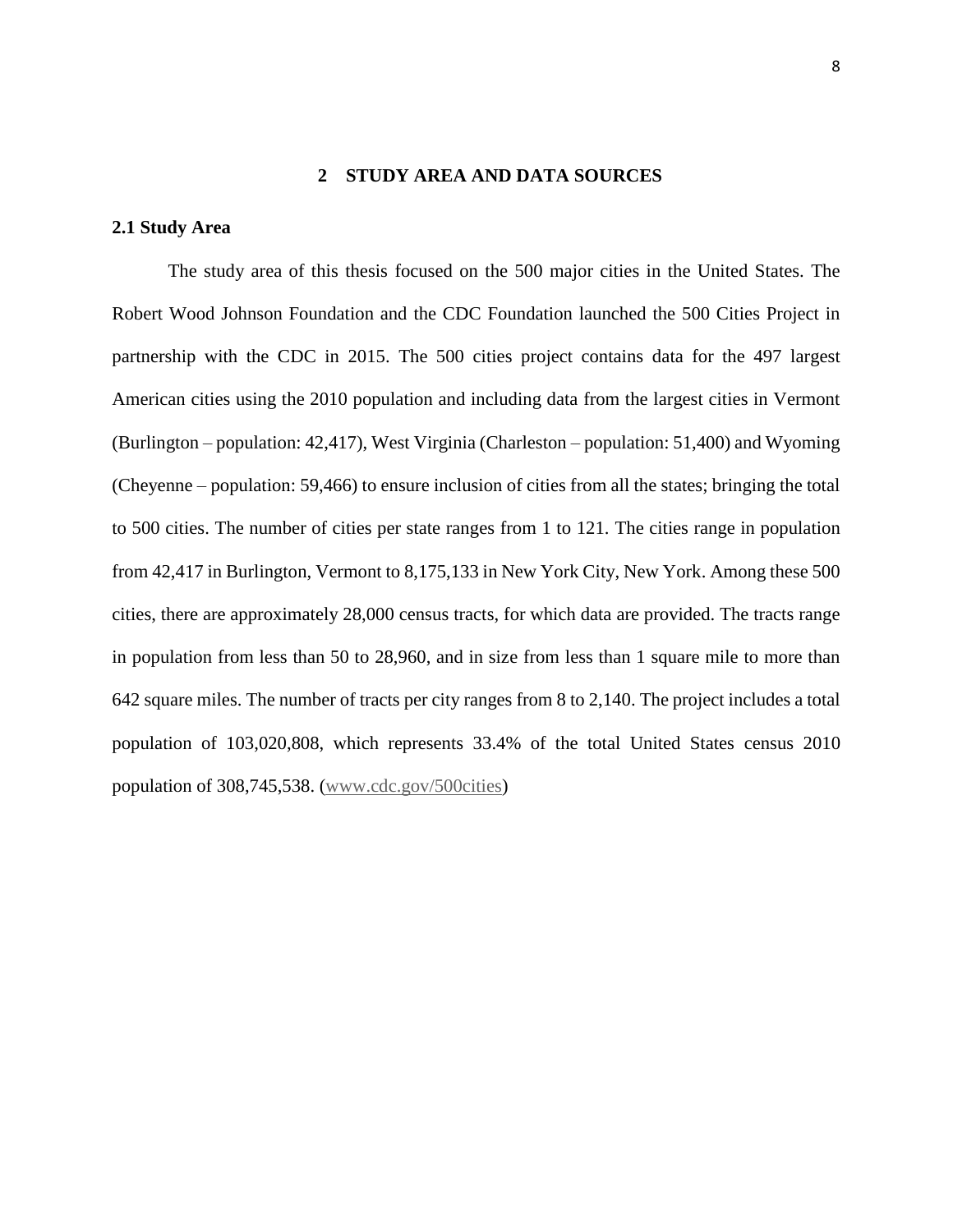# 2 STUDY AREA AND DATA SOURCES

## 2.1 Study Area

The study area of this thesis focused on the 500 major cities in the United States. The Robert Wood Johnson Foundation and the CDC Foundation launched the 500 Cities Project in partnership with the CDC in 2015. The 500 cities project contains data for the 497 largest American cities using the 2010 population and including data from the largest cities in Vermont (Burlington – population: 42,417), West Virginia (Charleston – population: 51,400) and Wyoming (Cheyenne – population: 59,466) to ensure inclusion of cities from all the states; bringing the total to 500 cities. The number of cities per state ranges from 1 to 121. The cities range in population from 42,417 in Burlington, Vermont to 8,175,133 in New York City, New York. Among these 500 cities, there are approximately 28,000 census tracts, for which data are provided. The tracts range in population from less than 50 to 28,960, and in size from less than 1 square mile to more than 642 square miles. The number of tracts per city ranges from 8 to 2,140. The project includes a total population of 103,020,808, which represents 33.4% of the total United States census 2010 population of 308,745,538. (www.cdc.gov/500cities)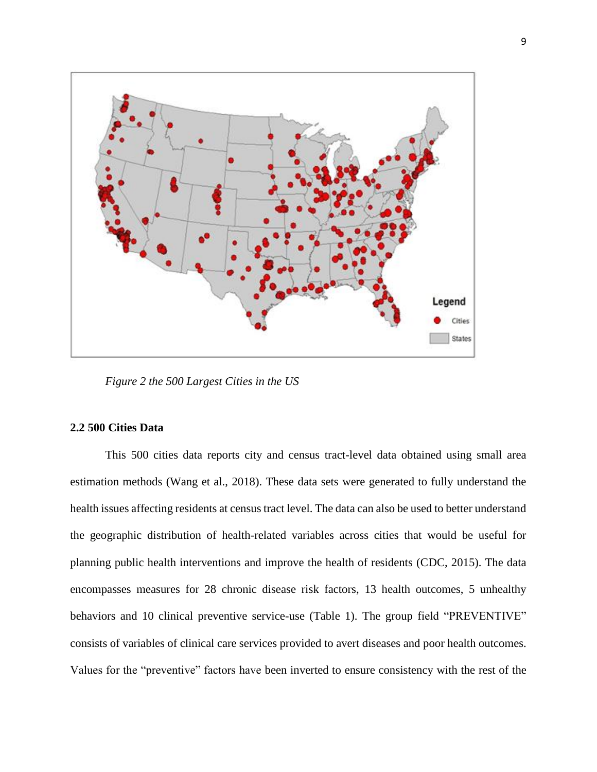Legend

Cities

States

*Figure 2 the 500 Largest Cities in the US*

### 2.2 500 Cities Data

This 500 cities data reports city and census tract-level data obtained using small area estimation methods (Wang et al., 2018). These data sets were generated to fully understand the health issues affecting residents at census tract level. The data can also be used to better understand the geographic distribution of health-related variables across cities that would be useful for planning public health interventions and improve the health of residents (CDC, 2015). The data encompasses measures for 28 chronic disease risk factors, 13 health outcomes, 5 unhealthy behaviors and 10 clinical preventive service-use (Table 1). The group field "PREVENTIVE" consists of variables of clinical care services provided to avert diseases and poor health outcomes. Values for the "preventive" factors have been inverted to ensure consistency with the rest of the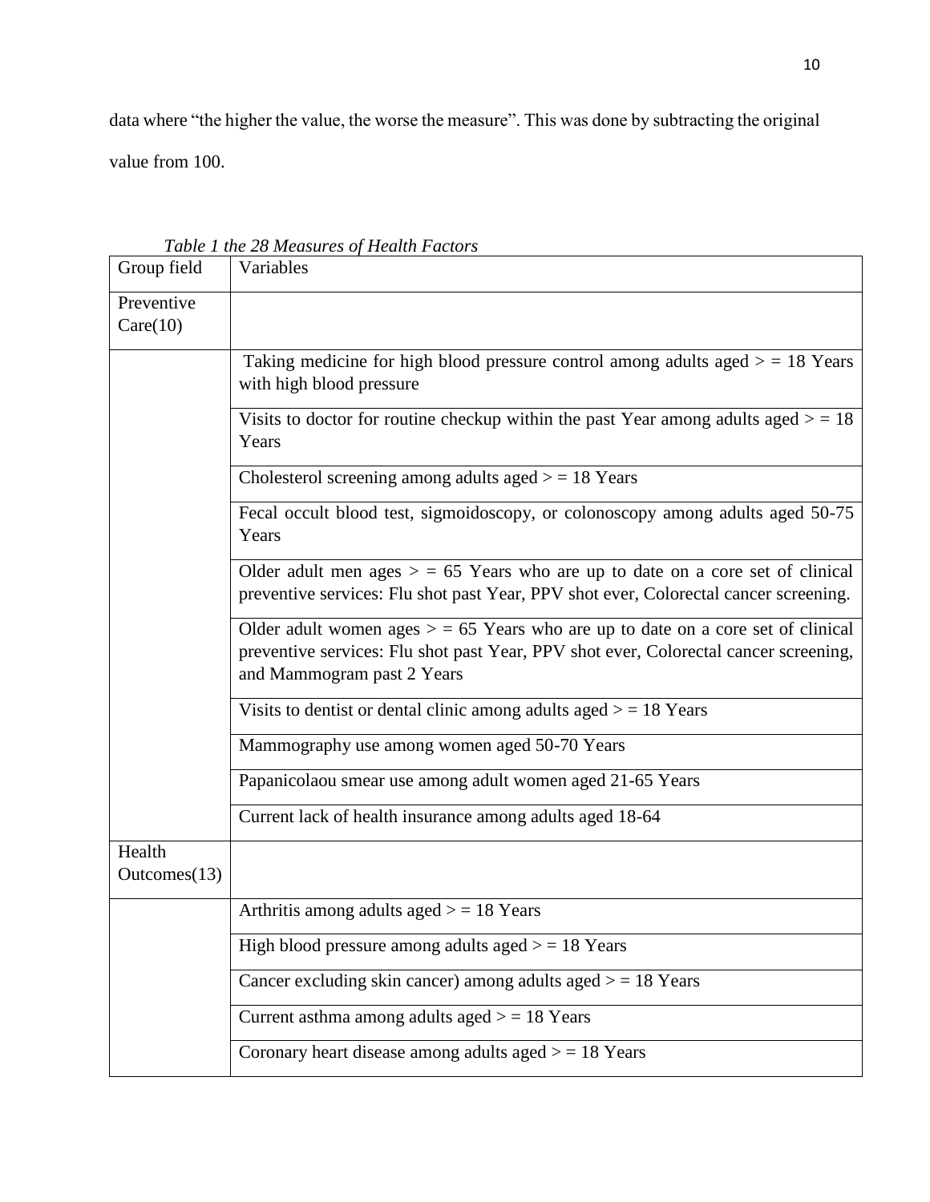data where "the higher the value, the worse the measure". This was done by subtracting the original value from 100.

*Table 1 the 28 Measures of Health Factors*

| Group field | Variables |
|---|---|
| Preventive Care(10) | |
| | Taking medicine for high blood pressure control among adults aged > = 18 Years with high blood pressure |
| | Visits to doctor for routine checkup within the past Year among adults aged > = 18 Years |
| | Cholesterol screening among adults aged > = 18 Years |
| | Fecal occult blood test, sigmoidoscopy, or colonoscopy among adults aged 50-75 Years |
| | Older adult men ages > = 65 Years who are up to date on a core set of clinical preventive services: Flu shot past Year, PPV shot ever, Colorectal cancer screening. |
| | Older adult women ages > = 65 Years who are up to date on a core set of clinical preventive services: Flu shot past Year, PPV shot ever, Colorectal cancer screening, and Mammogram past 2 Years |
| | Visits to dentist or dental clinic among adults aged > = 18 Years |
| | Mammography use among women aged 50-70 Years |
| | Papanicolaou smear use among adult women aged 21-65 Years |
| | Current lack of health insurance among adults aged 18-64 |
| Health Outcomes(13) | |
| | Arthritis among adults aged > = 18 Years |
| | High blood pressure among adults aged > = 18 Years |
| | Cancer excluding skin cancer) among adults aged > = 18 Years |
| | Current asthma among adults aged > = 18 Years |
| | Coronary heart disease among adults aged > = 18 Years |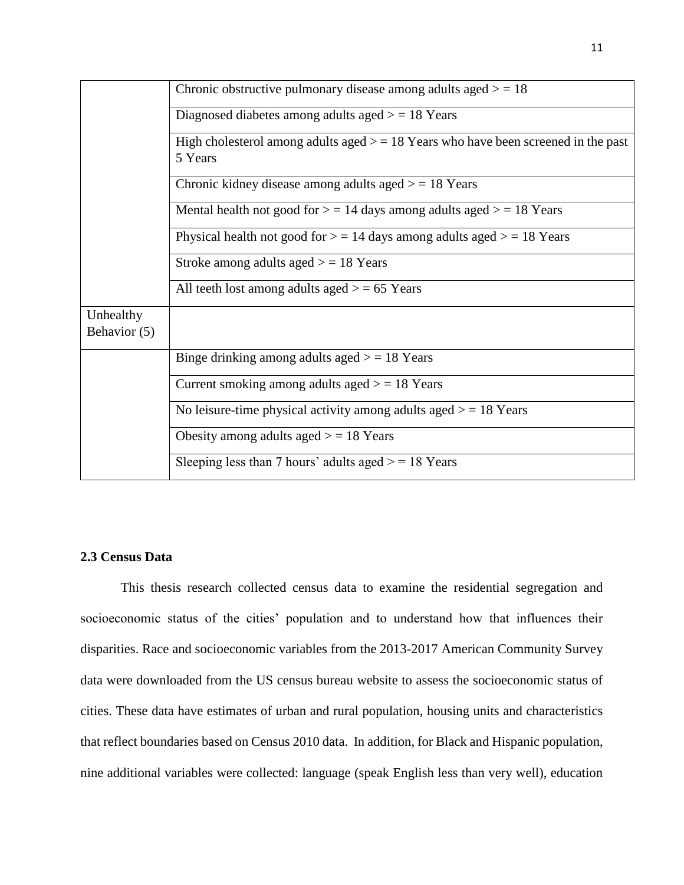| | |
|---|---|
| | Chronic obstructive pulmonary disease among adults aged > = 18 |
| | Diagnosed diabetes among adults aged > = 18 Years |
| | High cholesterol among adults aged > = 18 Years who have been screened in the past 5 Years |
| | Chronic kidney disease among adults aged > = 18 Years |
| | Mental health not good for > = 14 days among adults aged > = 18 Years |
| | Physical health not good for > = 14 days among adults aged > = 18 Years |
| | Stroke among adults aged > = 18 Years |
| | All teeth lost among adults aged > = 65 Years |
| Unhealthy Behavior (5) | |
| | Binge drinking among adults aged > = 18 Years |
| | Current smoking among adults aged > = 18 Years |
| | No leisure-time physical activity among adults aged > = 18 Years |
| | Obesity among adults aged > = 18 Years |
| | Sleeping less than 7 hours' adults aged > = 18 Years |

**2.3 Census Data**

This thesis research collected census data to examine the residential segregation and socioeconomic status of the cities' population and to understand how that influences their disparities. Race and socioeconomic variables from the 2013-2017 American Community Survey data were downloaded from the US census bureau website to assess the socioeconomic status of cities. These data have estimates of urban and rural population, housing units and characteristics that reflect boundaries based on Census 2010 data. In addition, for Black and Hispanic population, nine additional variables were collected: language (speak English less than very well), education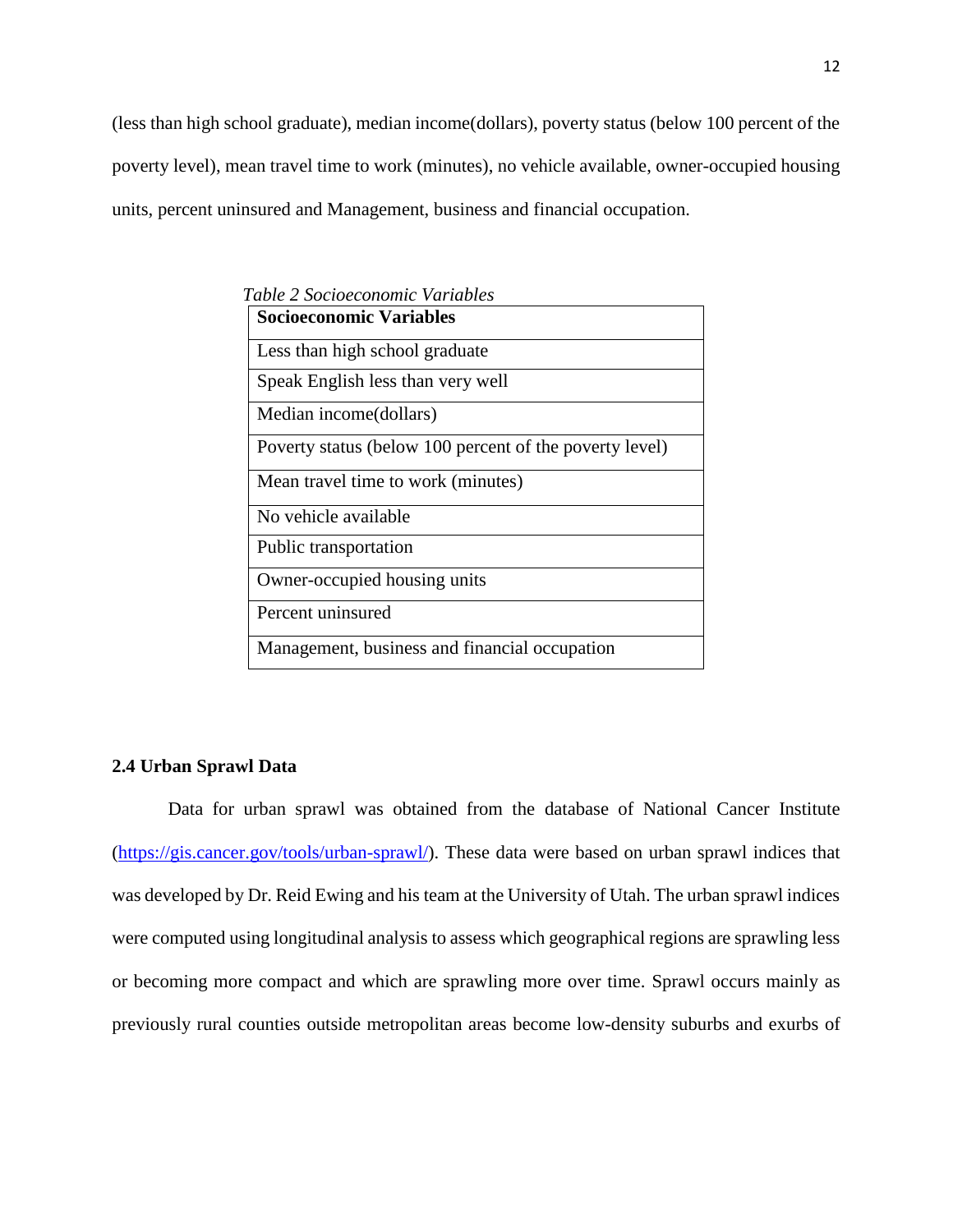(less than high school graduate), median income(dollars), poverty status (below 100 percent of the poverty level), mean travel time to work (minutes), no vehicle available, owner-occupied housing units, percent uninsured and Management, business and financial occupation.

*Table 2 Socioeconomic Variables*

| **Socioeconomic Variables** |
| --- |
| Less than high school graduate |
| Speak English less than very well |
| Median income(dollars) |
| Poverty status (below 100 percent of the poverty level) |
| Mean travel time to work (minutes) |
| No vehicle available |
| Public transportation |
| Owner-occupied housing units |
| Percent uninsured |
| Management, business and financial occupation |

### 2.4 Urban Sprawl Data

Data for urban sprawl was obtained from the database of National Cancer Institute (https://gis.cancer.gov/tools/urban-sprawl/). These data were based on urban sprawl indices that was developed by Dr. Reid Ewing and his team at the University of Utah. The urban sprawl indices were computed using longitudinal analysis to assess which geographical regions are sprawling less or becoming more compact and which are sprawling more over time. Sprawl occurs mainly as previously rural counties outside metropolitan areas become low-density suburbs and exurbs of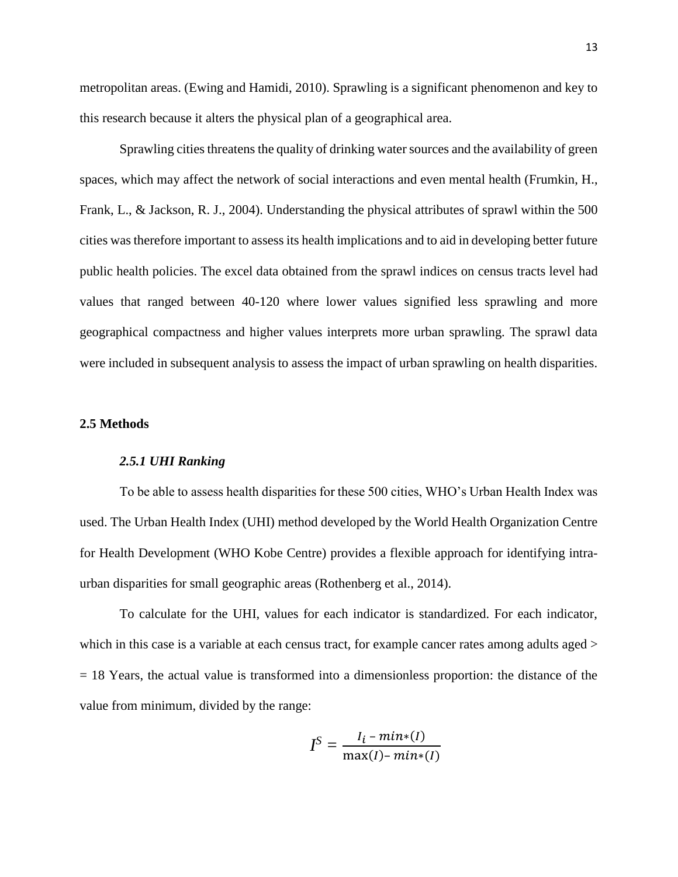metropolitan areas. (Ewing and Hamidi, 2010). Sprawling is a significant phenomenon and key to this research because it alters the physical plan of a geographical area.

Sprawling cities threatens the quality of drinking water sources and the availability of green spaces, which may affect the network of social interactions and even mental health (Frumkin, H., Frank, L., & Jackson, R. J., 2004). Understanding the physical attributes of sprawl within the 500 cities was therefore important to assess its health implications and to aid in developing better future public health policies. The excel data obtained from the sprawl indices on census tracts level had values that ranged between 40-120 where lower values signified less sprawling and more geographical compactness and higher values interprets more urban sprawling. The sprawl data were included in subsequent analysis to assess the impact of urban sprawling on health disparities.

## 2.5 Methods

### *2.5.1 UHI Ranking*

To be able to assess health disparities for these 500 cities, WHO's Urban Health Index was used. The Urban Health Index (UHI) method developed by the World Health Organization Centre for Health Development (WHO Kobe Centre) provides a flexible approach for identifying intra-urban disparities for small geographic areas (Rothenberg et al., 2014).

To calculate for the UHI, values for each indicator is standardized. For each indicator, which in this case is a variable at each census tract, for example cancer rates among adults aged > = 18 Years, the actual value is transformed into a dimensionless proportion: the distance of the value from minimum, divided by the range:

$$I^S = \frac{I_i - min*(I)}{\max(I) - min*(I)}$$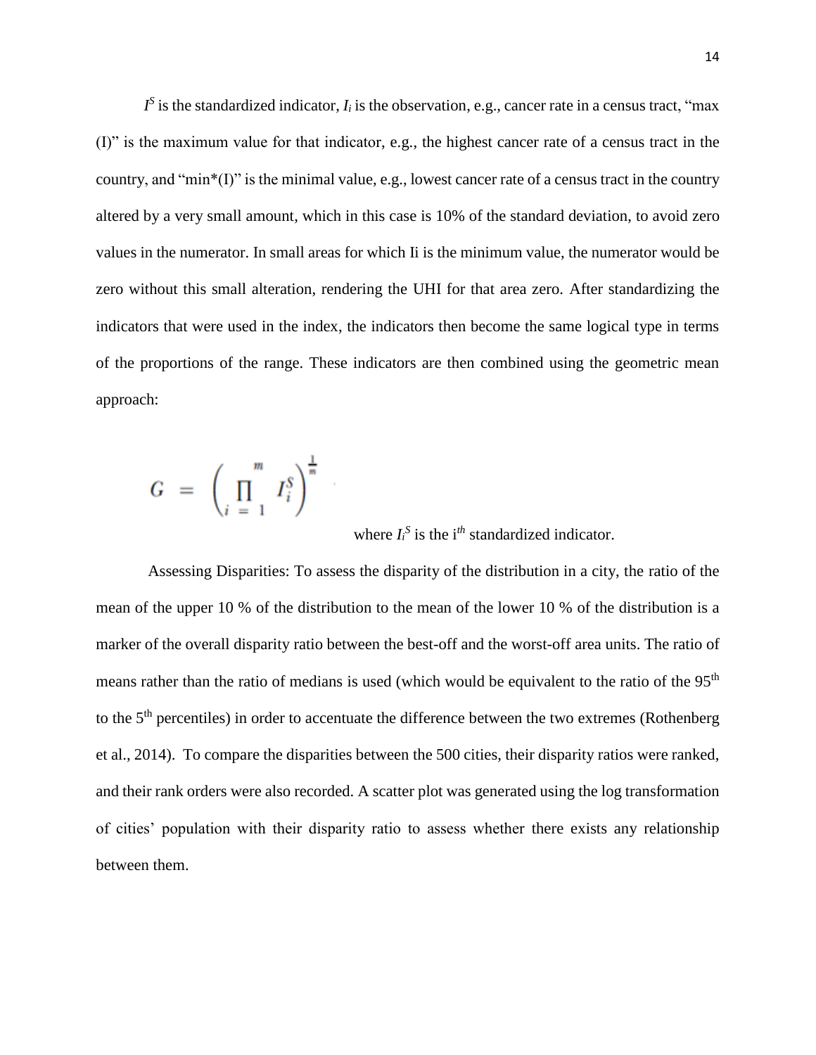$I^S$ is the standardized indicator, $I_i$ is the observation, e.g., cancer rate in a census tract, "max (I)" is the maximum value for that indicator, e.g., the highest cancer rate of a census tract in the country, and "min*(I)" is the minimal value, e.g., lowest cancer rate of a census tract in the country altered by a very small amount, which in this case is 10% of the standard deviation, to avoid zero values in the numerator. In small areas for which Ii is the minimum value, the numerator would be zero without this small alteration, rendering the UHI for that area zero. After standardizing the indicators that were used in the index, the indicators then become the same logical type in terms of the proportions of the range. These indicators are then combined using the geometric mean approach:

$$G = \left( \prod_{i=1}^{m} I_i^S \right)^{\frac{1}{m}}$$

where $I_i^S$ is the i$^{th}$ standardized indicator.

Assessing Disparities: To assess the disparity of the distribution in a city, the ratio of the mean of the upper 10 % of the distribution to the mean of the lower 10 % of the distribution is a marker of the overall disparity ratio between the best-off and the worst-off area units. The ratio of means rather than the ratio of medians is used (which would be equivalent to the ratio of the 95$^{th}$ to the 5$^{th}$ percentiles) in order to accentuate the difference between the two extremes (Rothenberg et al., 2014). To compare the disparities between the 500 cities, their disparity ratios were ranked, and their rank orders were also recorded. A scatter plot was generated using the log transformation of cities' population with their disparity ratio to assess whether there exists any relationship between them.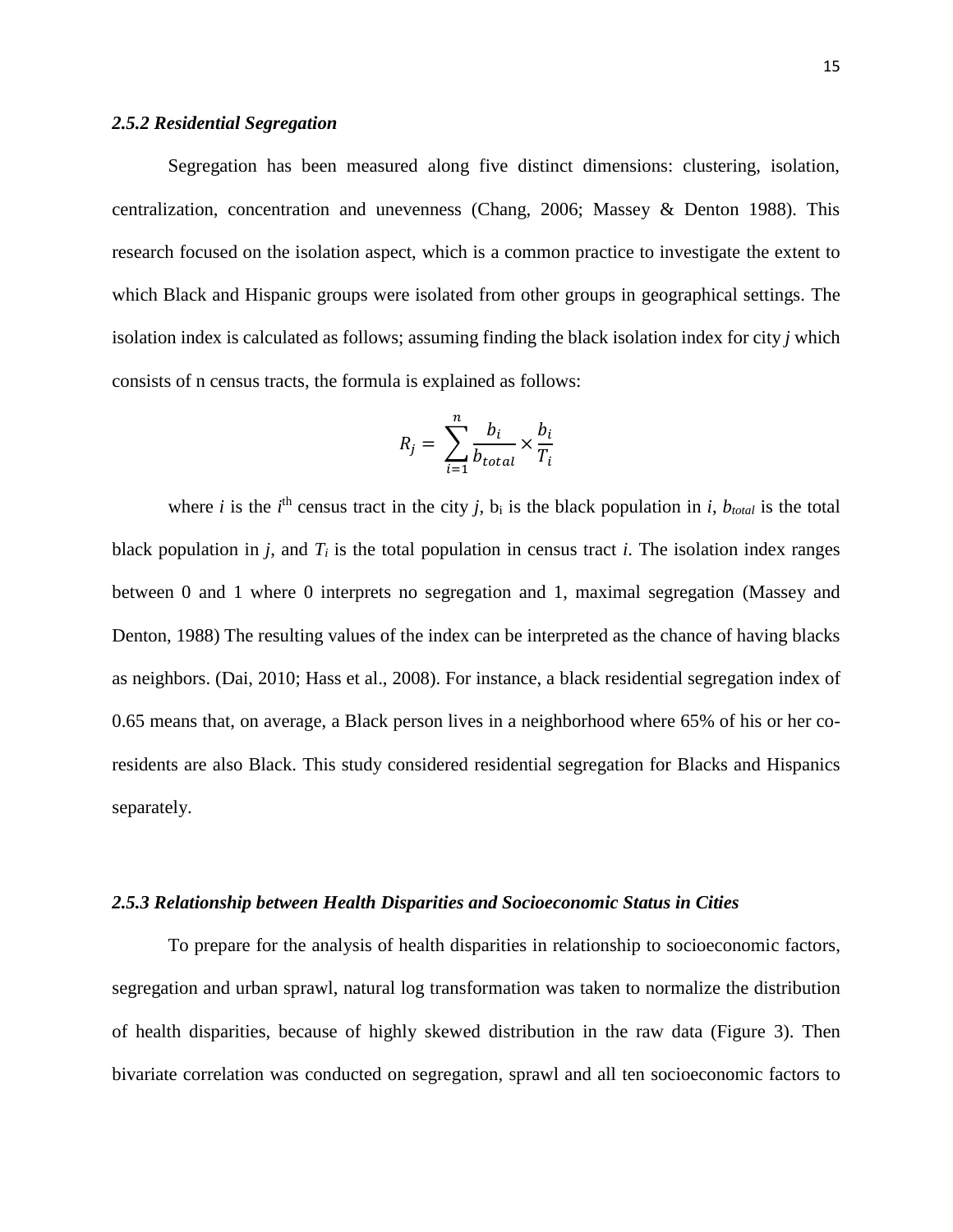### *2.5.2 Residential Segregation*

Segregation has been measured along five distinct dimensions: clustering, isolation, centralization, concentration and unevenness (Chang, 2006; Massey & Denton 1988). This research focused on the isolation aspect, which is a common practice to investigate the extent to which Black and Hispanic groups were isolated from other groups in geographical settings. The isolation index is calculated as follows; assuming finding the black isolation index for city *j* which consists of n census tracts, the formula is explained as follows:

$$R_j = \sum_{i=1}^{n} \frac{b_i}{b_{total}} \times \frac{b_i}{T_i}$$

where *i* is the $i^{th}$ census tract in the city *j*, $b_i$ is the black population in *i*, $b_{total}$ is the total black population in *j*, and $T_i$ is the total population in census tract *i*. The isolation index ranges between 0 and 1 where 0 interprets no segregation and 1, maximal segregation (Massey and Denton, 1988) The resulting values of the index can be interpreted as the chance of having blacks as neighbors. (Dai, 2010; Hass et al., 2008). For instance, a black residential segregation index of 0.65 means that, on average, a Black person lives in a neighborhood where 65% of his or her co-residents are also Black. This study considered residential segregation for Blacks and Hispanics separately.

### *2.5.3 Relationship between Health Disparities and Socioeconomic Status in Cities*

To prepare for the analysis of health disparities in relationship to socioeconomic factors, segregation and urban sprawl, natural log transformation was taken to normalize the distribution of health disparities, because of highly skewed distribution in the raw data (Figure 3). Then bivariate correlation was conducted on segregation, sprawl and all ten socioeconomic factors to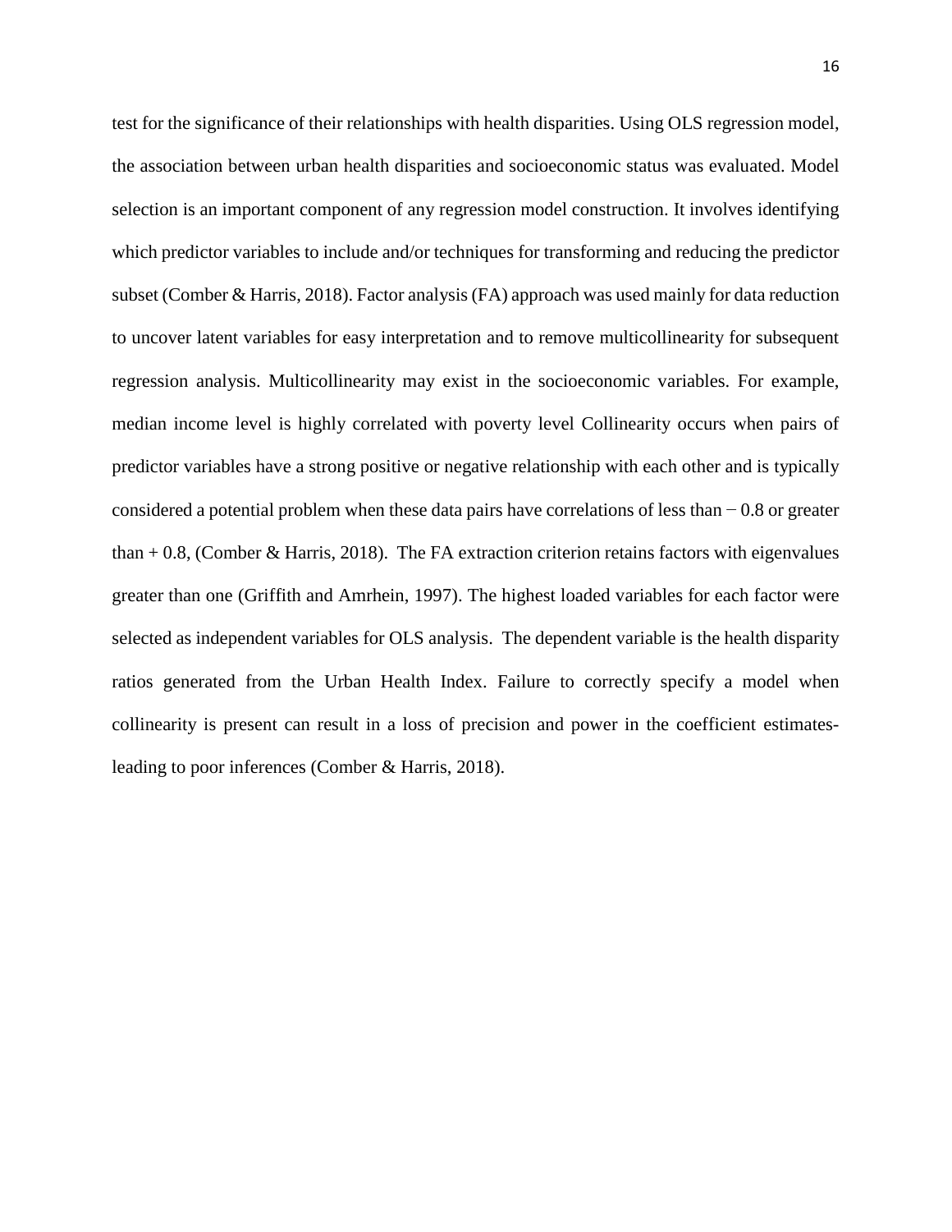test for the significance of their relationships with health disparities. Using OLS regression model, the association between urban health disparities and socioeconomic status was evaluated. Model selection is an important component of any regression model construction. It involves identifying which predictor variables to include and/or techniques for transforming and reducing the predictor subset (Comber & Harris, 2018). Factor analysis (FA) approach was used mainly for data reduction to uncover latent variables for easy interpretation and to remove multicollinearity for subsequent regression analysis. Multicollinearity may exist in the socioeconomic variables. For example, median income level is highly correlated with poverty level Collinearity occurs when pairs of predictor variables have a strong positive or negative relationship with each other and is typically considered a potential problem when these data pairs have correlations of less than − 0.8 or greater than + 0.8, (Comber & Harris, 2018). The FA extraction criterion retains factors with eigenvalues greater than one (Griffith and Amrhein, 1997). The highest loaded variables for each factor were selected as independent variables for OLS analysis. The dependent variable is the health disparity ratios generated from the Urban Health Index. Failure to correctly specify a model when collinearity is present can result in a loss of precision and power in the coefficient estimates- leading to poor inferences (Comber & Harris, 2018).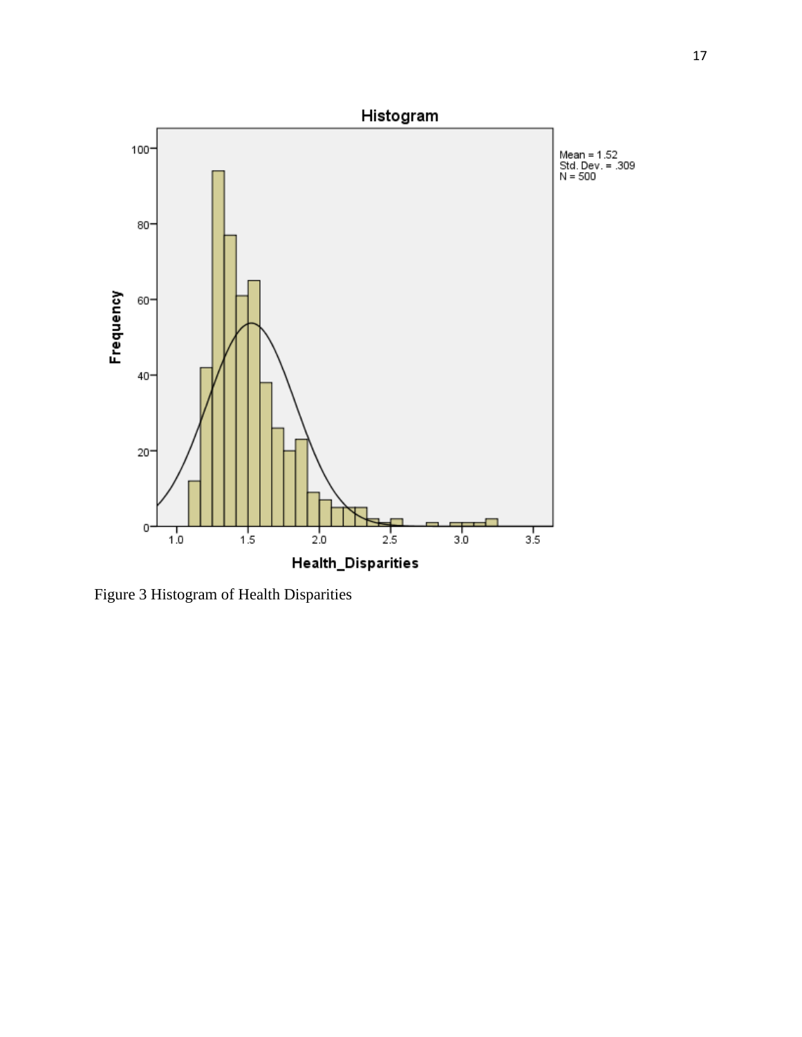Figure 3 Histogram of Health Disparities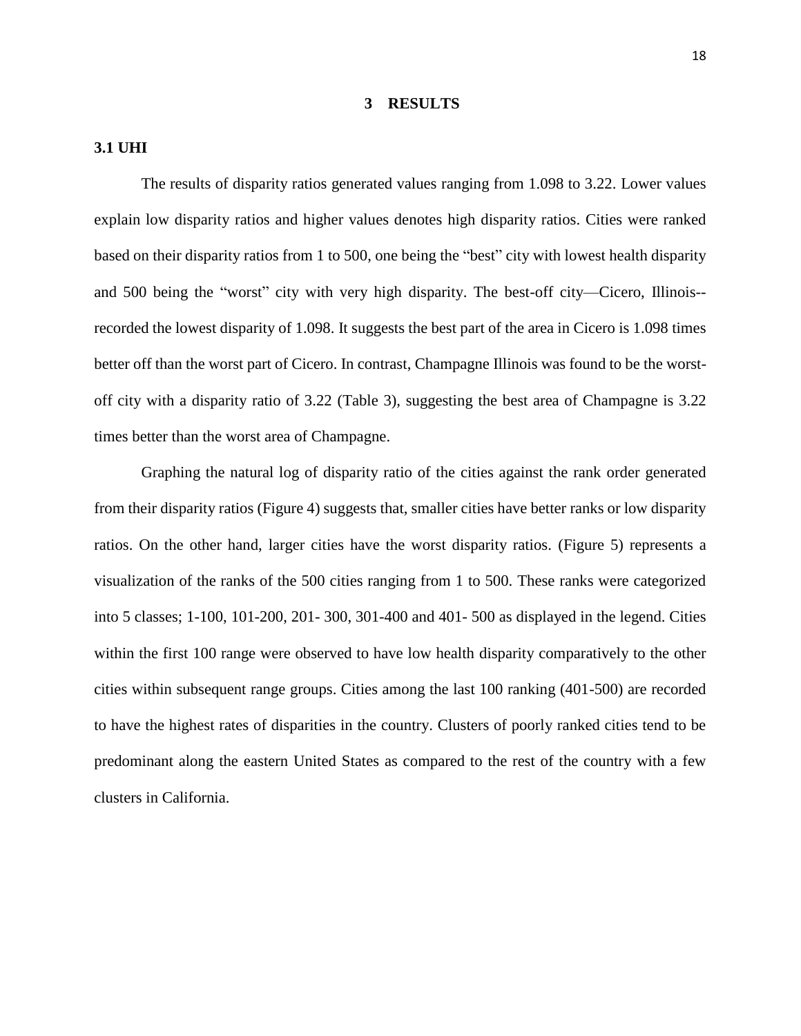# 3 RESULTS

## 3.1 UHI

The results of disparity ratios generated values ranging from 1.098 to 3.22. Lower values explain low disparity ratios and higher values denotes high disparity ratios. Cities were ranked based on their disparity ratios from 1 to 500, one being the "best" city with lowest health disparity and 500 being the "worst" city with very high disparity. The best-off city—Cicero, Illinois--recorded the lowest disparity of 1.098. It suggests the best part of the area in Cicero is 1.098 times better off than the worst part of Cicero. In contrast, Champagne Illinois was found to be the worst-off city with a disparity ratio of 3.22 (Table 3), suggesting the best area of Champagne is 3.22 times better than the worst area of Champagne.

Graphing the natural log of disparity ratio of the cities against the rank order generated from their disparity ratios (Figure 4) suggests that, smaller cities have better ranks or low disparity ratios. On the other hand, larger cities have the worst disparity ratios. (Figure 5) represents a visualization of the ranks of the 500 cities ranging from 1 to 500. These ranks were categorized into 5 classes; 1-100, 101-200, 201- 300, 301-400 and 401- 500 as displayed in the legend. Cities within the first 100 range were observed to have low health disparity comparatively to the other cities within subsequent range groups. Cities among the last 100 ranking (401-500) are recorded to have the highest rates of disparities in the country. Clusters of poorly ranked cities tend to be predominant along the eastern United States as compared to the rest of the country with a few clusters in California.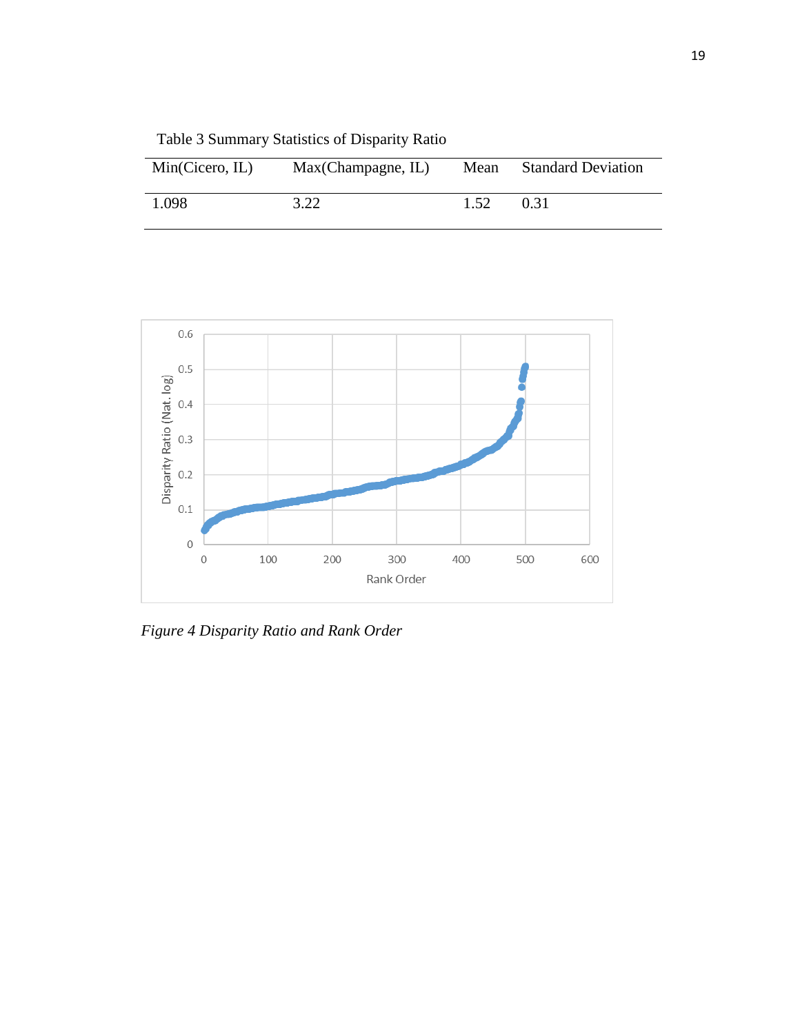Table 3 Summary Statistics of Disparity Ratio

| Min(Cicero, IL) | Max(Champagne, IL) | Mean | Standard Deviation |
|---|---|---|---|
| 1.098 | 3.22 | 1.52 | 0.31 |

Disparity Ratio (Nat. log)

0.6
0.5
0.4
0.3
0.2
0.1
0

0 100 200 300 400 500 600

Rank Order

*Figure 4 Disparity Ratio and Rank Order*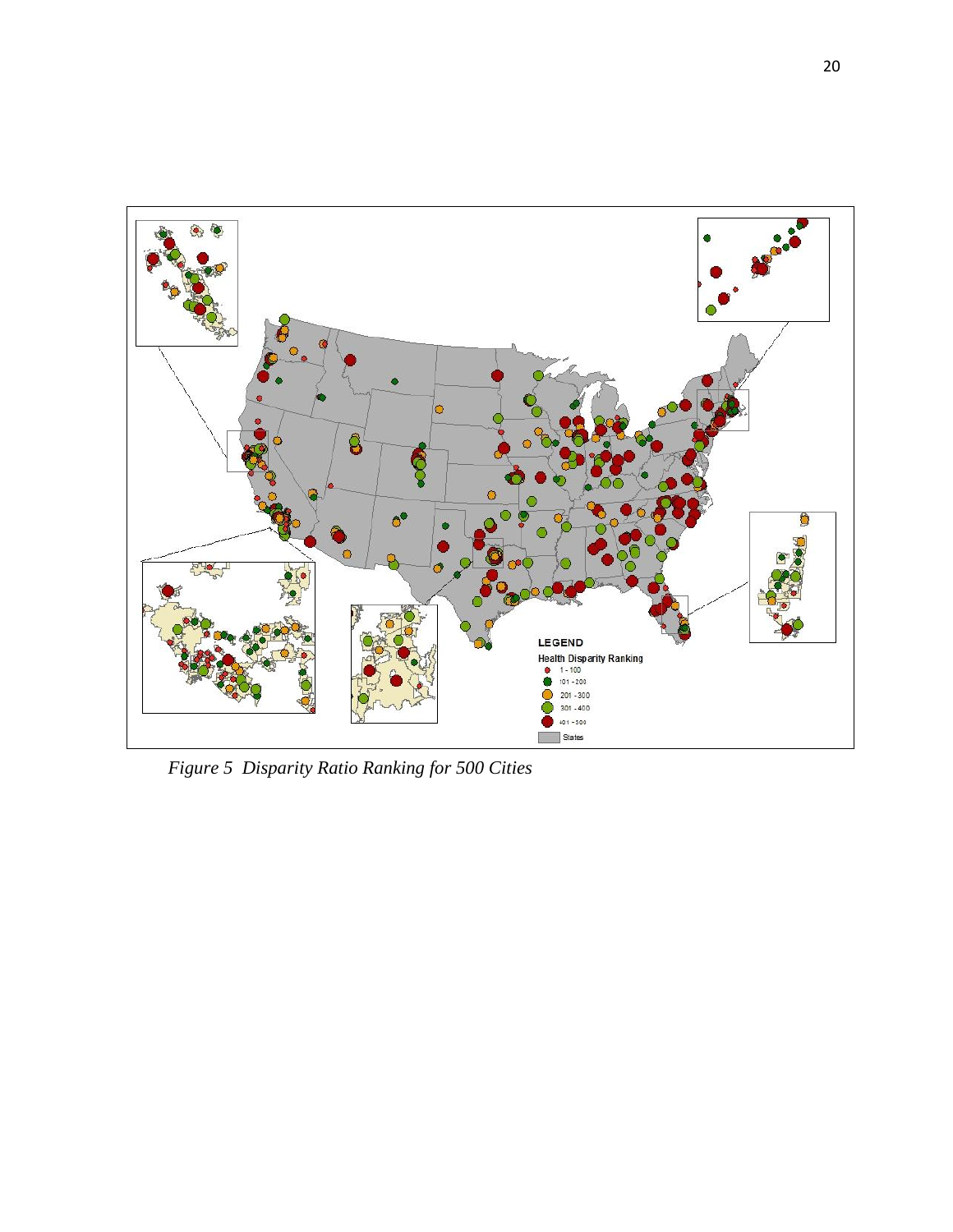LEGEND

Health Disparity Ranking

1 - 100

101 - 200

201 - 300

301 - 400

401 - 500

States

*Figure 5 Disparity Ratio Ranking for 500 Cities*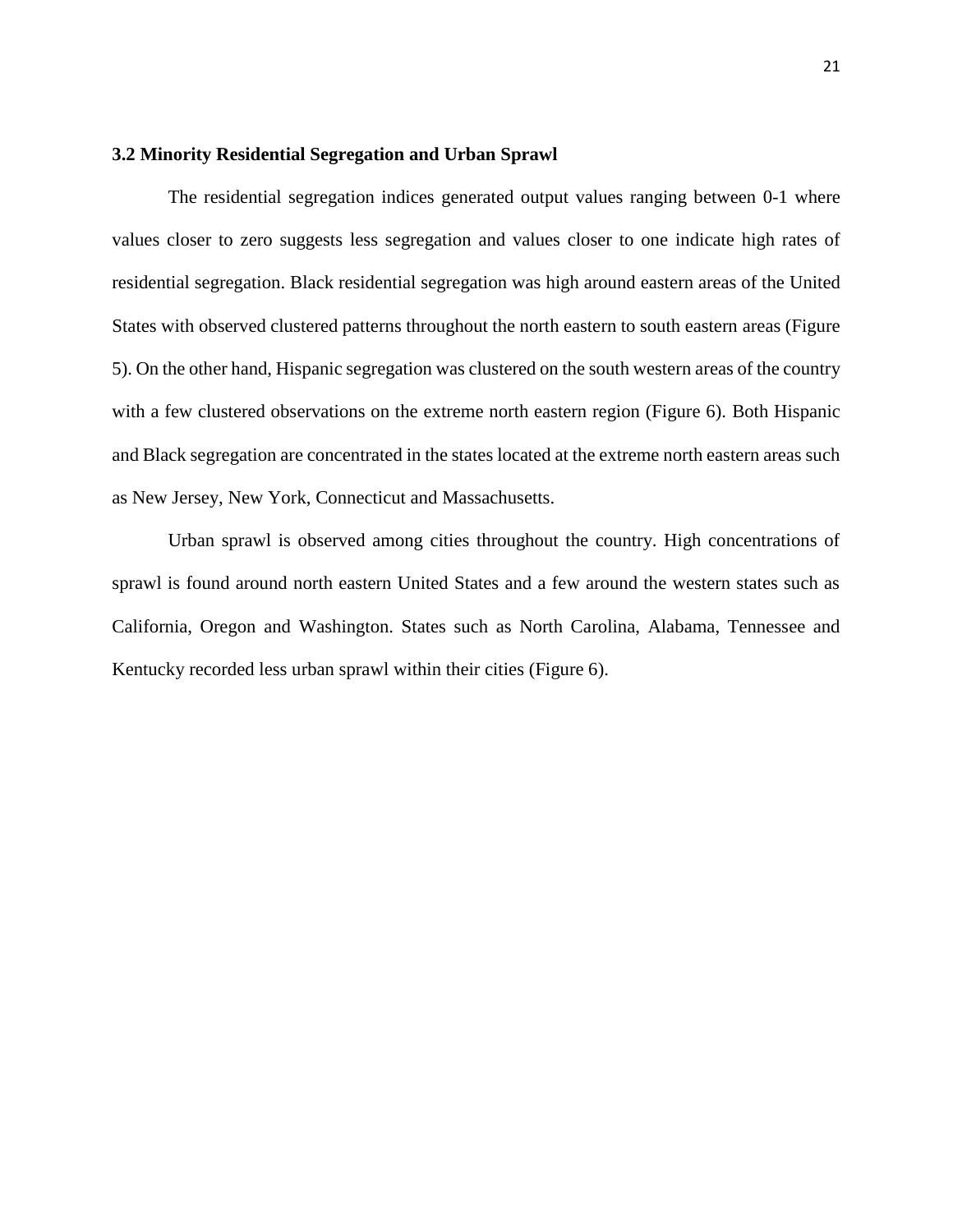### 3.2 Minority Residential Segregation and Urban Sprawl

The residential segregation indices generated output values ranging between 0-1 where values closer to zero suggests less segregation and values closer to one indicate high rates of residential segregation. Black residential segregation was high around eastern areas of the United States with observed clustered patterns throughout the north eastern to south eastern areas (Figure 5). On the other hand, Hispanic segregation was clustered on the south western areas of the country with a few clustered observations on the extreme north eastern region (Figure 6). Both Hispanic and Black segregation are concentrated in the states located at the extreme north eastern areas such as New Jersey, New York, Connecticut and Massachusetts.

Urban sprawl is observed among cities throughout the country. High concentrations of sprawl is found around north eastern United States and a few around the western states such as California, Oregon and Washington. States such as North Carolina, Alabama, Tennessee and Kentucky recorded less urban sprawl within their cities (Figure 6).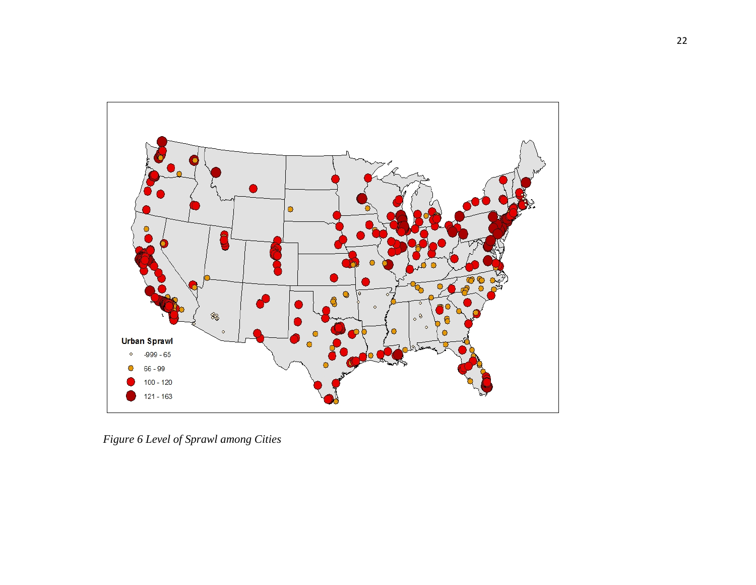Urban Sprawl

-999 - 65

66 - 99

100 - 120

121 - 163

*Figure 6 Level of Sprawl among Cities*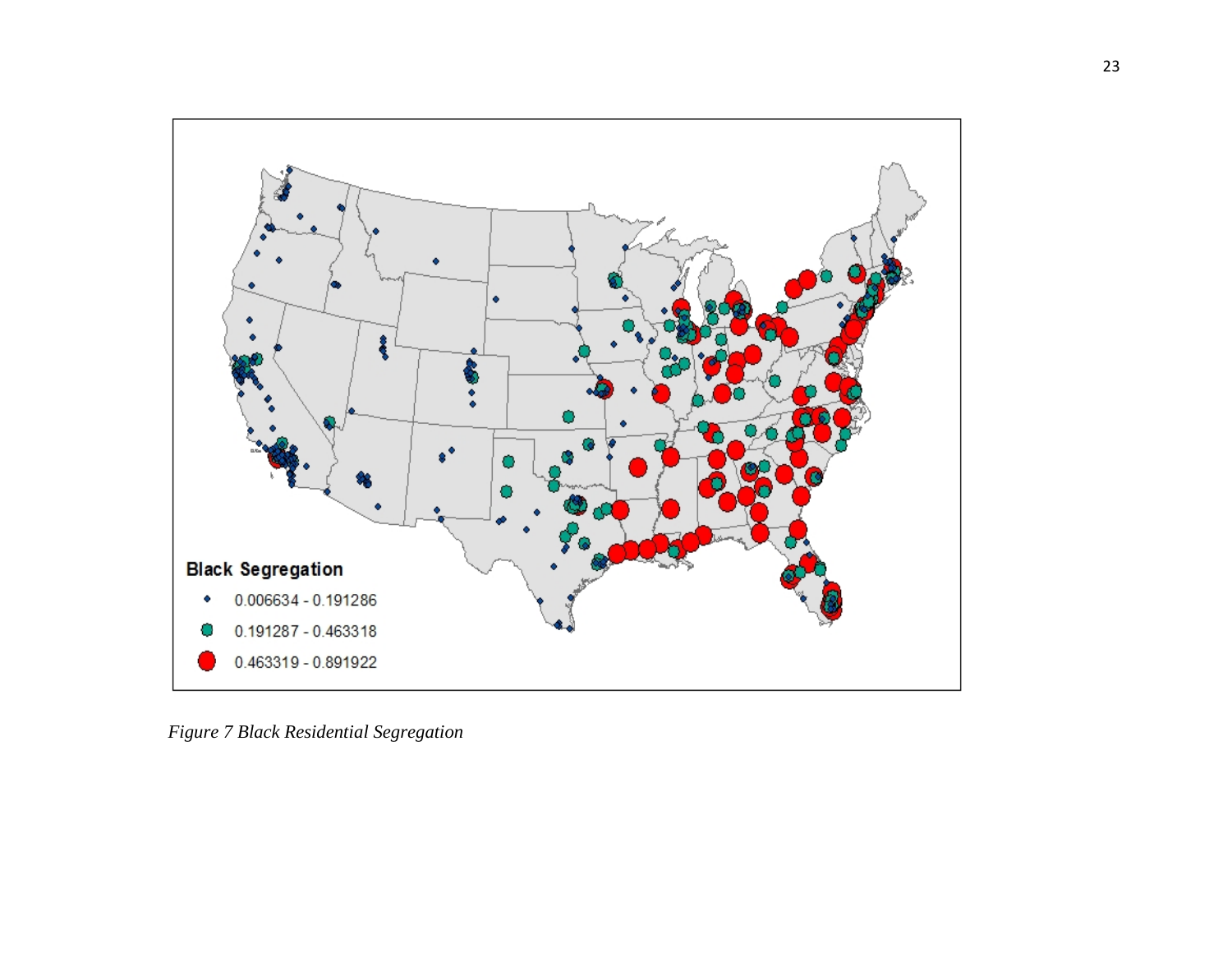Black Segregation

0.006634 - 0.191286

0.191287 - 0.463318

0.463319 - 0.891922

*Figure 7 Black Residential Segregation*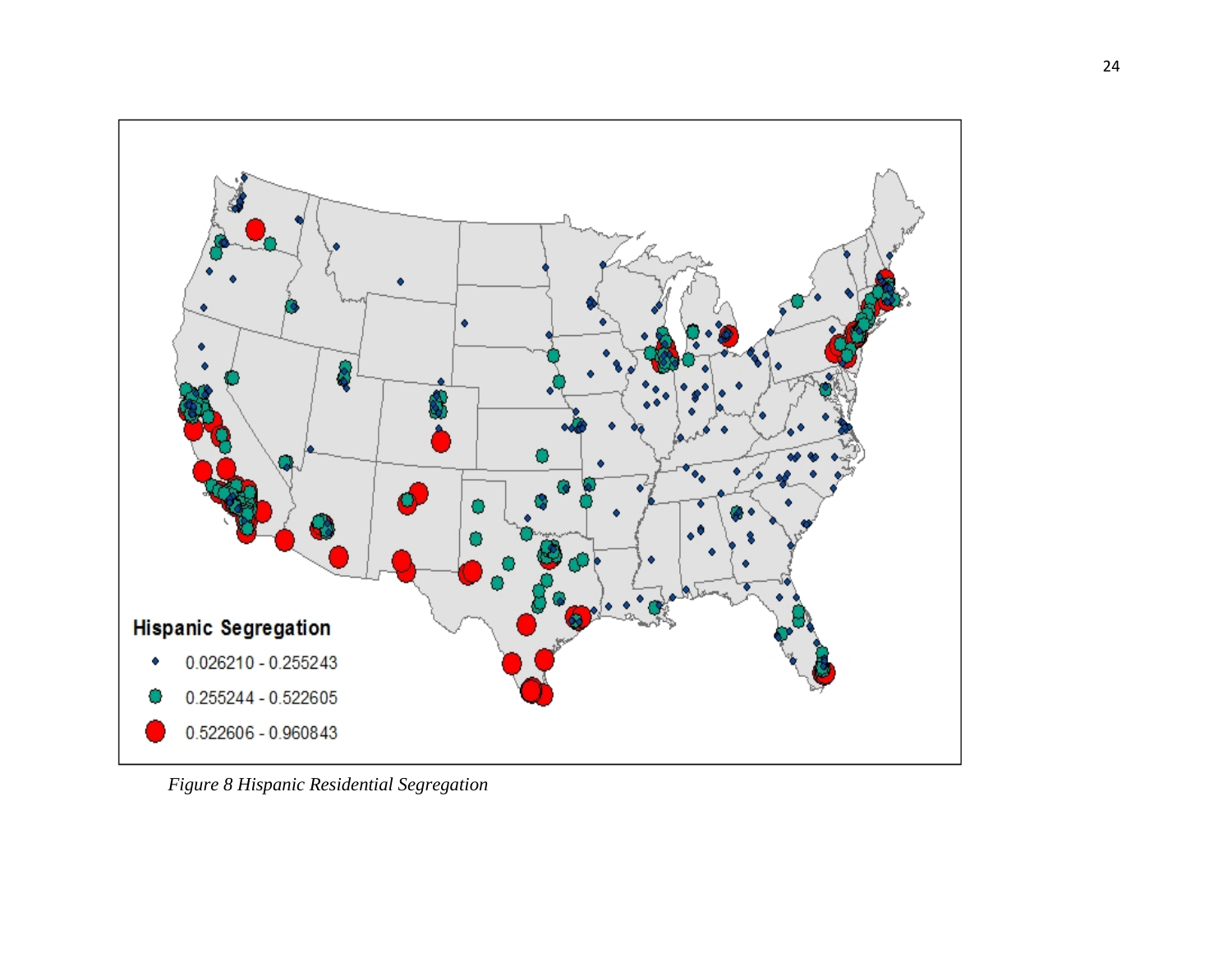Hispanic Segregation

0.026210 - 0.255243

0.255244 - 0.522605

0.522606 - 0.960843

*Figure 8 Hispanic Residential Segregation*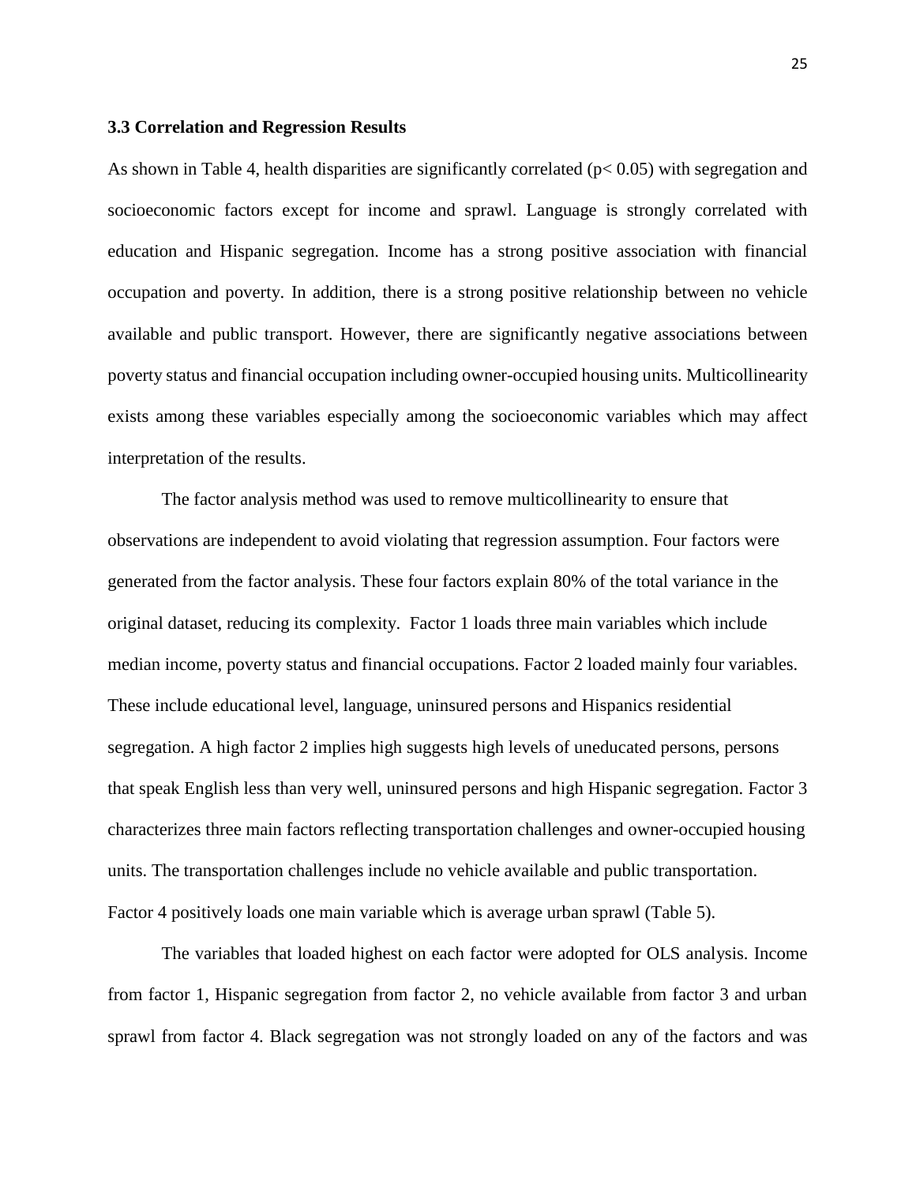### 3.3 Correlation and Regression Results

As shown in Table 4, health disparities are significantly correlated ($p < 0.05$) with segregation and socioeconomic factors except for income and sprawl. Language is strongly correlated with education and Hispanic segregation. Income has a strong positive association with financial occupation and poverty. In addition, there is a strong positive relationship between no vehicle available and public transport. However, there are significantly negative associations between poverty status and financial occupation including owner-occupied housing units. Multicollinearity exists among these variables especially among the socioeconomic variables which may affect interpretation of the results.

The factor analysis method was used to remove multicollinearity to ensure that observations are independent to avoid violating that regression assumption. Four factors were generated from the factor analysis. These four factors explain 80% of the total variance in the original dataset, reducing its complexity. Factor 1 loads three main variables which include median income, poverty status and financial occupations. Factor 2 loaded mainly four variables. These include educational level, language, uninsured persons and Hispanics residential segregation. A high factor 2 implies high suggests high levels of uneducated persons, persons that speak English less than very well, uninsured persons and high Hispanic segregation. Factor 3 characterizes three main factors reflecting transportation challenges and owner-occupied housing units. The transportation challenges include no vehicle available and public transportation. Factor 4 positively loads one main variable which is average urban sprawl (Table 5).

The variables that loaded highest on each factor were adopted for OLS analysis. Income from factor 1, Hispanic segregation from factor 2, no vehicle available from factor 3 and urban sprawl from factor 4. Black segregation was not strongly loaded on any of the factors and was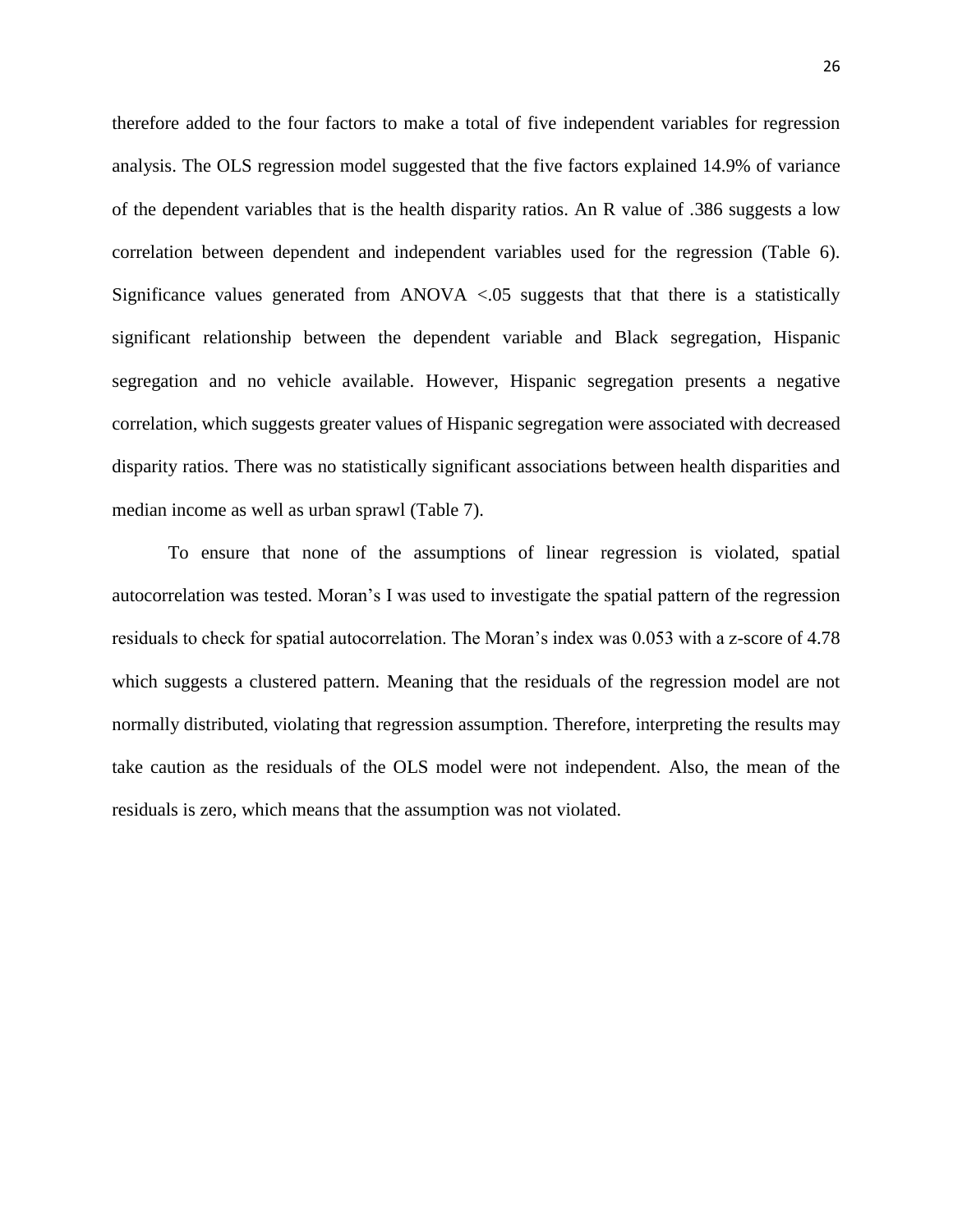therefore added to the four factors to make a total of five independent variables for regression analysis. The OLS regression model suggested that the five factors explained 14.9% of variance of the dependent variables that is the health disparity ratios. An R value of .386 suggests a low correlation between dependent and independent variables used for the regression (Table 6). Significance values generated from ANOVA <.05 suggests that that there is a statistically significant relationship between the dependent variable and Black segregation, Hispanic segregation and no vehicle available. However, Hispanic segregation presents a negative correlation, which suggests greater values of Hispanic segregation were associated with decreased disparity ratios. There was no statistically significant associations between health disparities and median income as well as urban sprawl (Table 7).

To ensure that none of the assumptions of linear regression is violated, spatial autocorrelation was tested. Moran's I was used to investigate the spatial pattern of the regression residuals to check for spatial autocorrelation. The Moran's index was 0.053 with a z-score of 4.78 which suggests a clustered pattern. Meaning that the residuals of the regression model are not normally distributed, violating that regression assumption. Therefore, interpreting the results may take caution as the residuals of the OLS model were not independent. Also, the mean of the residuals is zero, which means that the assumption was not violated.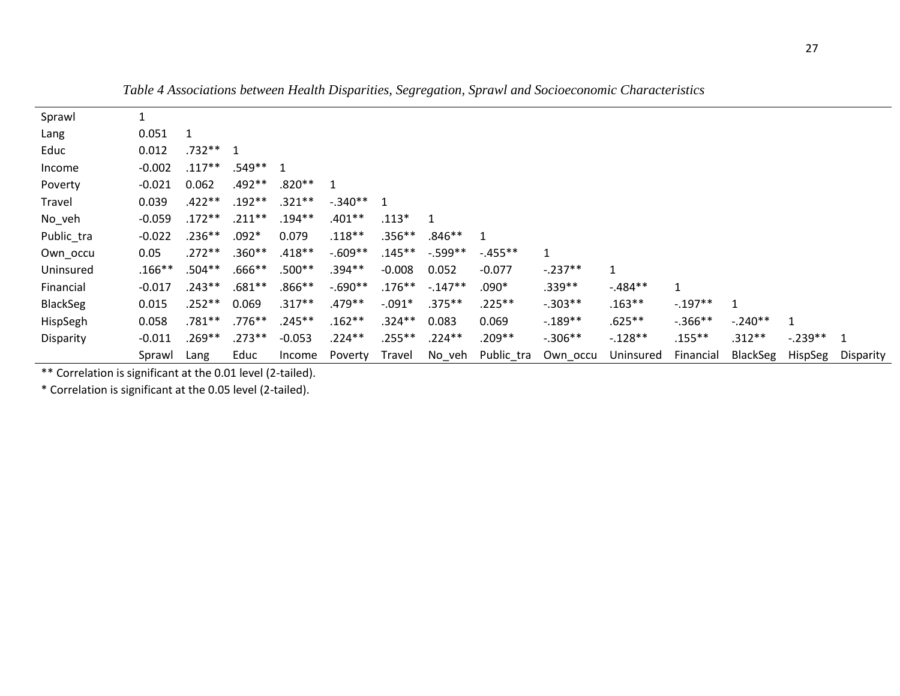*Table 4 Associations between Health Disparities, Segregation, Sprawl and Socioeconomic Characteristics*

| | | | | | | | | | | | | | | |
|---|---|---|---|---|---|---|---|---|---|---|---|---|---|---|
| Sprawl | 1 | | | | | | | | | | | | | |
| Lang | 0.051 | 1 | | | | | | | | | | | | |
| Educ | 0.012 | .732** | 1 | | | | | | | | | | | |
| Income | -0.002 | .117** | .549** | 1 | | | | | | | | | | |
| Poverty | -0.021 | 0.062 | .492** | .820** | 1 | | | | | | | | | |
| Travel | 0.039 | .422** | .192** | .321** | -.340** | 1 | | | | | | | | |
| No_veh | -0.059 | .172** | .211** | .194** | .401** | .113* | 1 | | | | | | | |
| Public_tra | -0.022 | .236** | .092* | 0.079 | .118** | .356** | .846** | 1 | | | | | | |
| Own_occu | 0.05 | .272** | .360** | .418** | -.609** | .145** | -.599** | -.455** | 1 | | | | | |
| Uninsured | .166** | .504** | .666** | .500** | .394** | -0.008 | 0.052 | -0.077 | -.237** | 1 | | | | |
| Financial | -0.017 | .243** | .681** | .866** | -.690** | .176** | -.147** | .090* | .339** | -.484** | 1 | | | |
| BlackSeg | 0.015 | .252** | 0.069 | .317** | .479** | -.091* | .375** | .225** | -.303** | .163** | -.197** | 1 | | |
| HispSegh | 0.058 | .781** | .776** | .245** | .162** | .324** | 0.083 | 0.069 | -.189** | .625** | -.366** | -.240** | 1 | |
| Disparity | -0.011 | .269** | .273** | -0.053 | .224** | .255** | .224** | .209** | -.306** | -.128** | .155** | .312** | -.239** | 1 |
| | Sprawl | Lang | Educ | Income | Poverty | Travel | No_veh | Public_tra | Own_occu | Uninsured | Financial | BlackSeg | HispSeg | Disparity |

** Correlation is significant at the 0.01 level (2-tailed).

* Correlation is significant at the 0.05 level (2-tailed).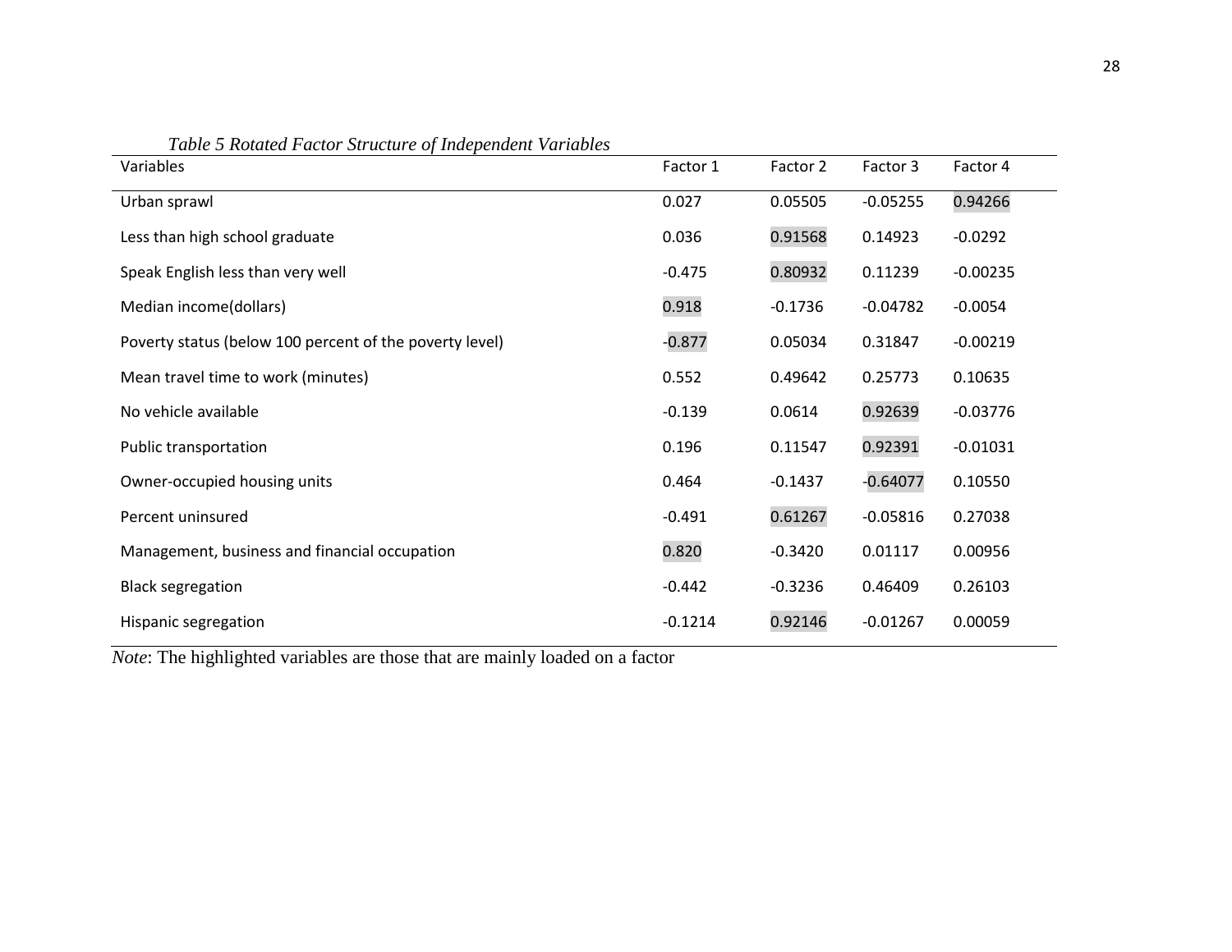*Table 5 Rotated Factor Structure of Independent Variables*

| Variables | Factor 1 | Factor 2 | Factor 3 | Factor 4 |
|---|---|---|---|---|
| Urban sprawl | 0.027 | 0.05505 | -0.05255 | 0.94266 |
| Less than high school graduate | 0.036 | 0.91568 | 0.14923 | -0.0292 |
| Speak English less than very well | -0.475 | 0.80932 | 0.11239 | -0.00235 |
| Median income(dollars) | 0.918 | -0.1736 | -0.04782 | -0.0054 |
| Poverty status (below 100 percent of the poverty level) | -0.877 | 0.05034 | 0.31847 | -0.00219 |
| Mean travel time to work (minutes) | 0.552 | 0.49642 | 0.25773 | 0.10635 |
| No vehicle available | -0.139 | 0.0614 | 0.92639 | -0.03776 |
| Public transportation | 0.196 | 0.11547 | 0.92391 | -0.01031 |
| Owner-occupied housing units | 0.464 | -0.1437 | -0.64077 | 0.10550 |
| Percent uninsured | -0.491 | 0.61267 | -0.05816 | 0.27038 |
| Management, business and financial occupation | 0.820 | -0.3420 | 0.01117 | 0.00956 |
| Black segregation | -0.442 | -0.3236 | 0.46409 | 0.26103 |
| Hispanic segregation | -0.1214 | 0.92146 | -0.01267 | 0.00059 |

*Note*: The highlighted variables are those that are mainly loaded on a factor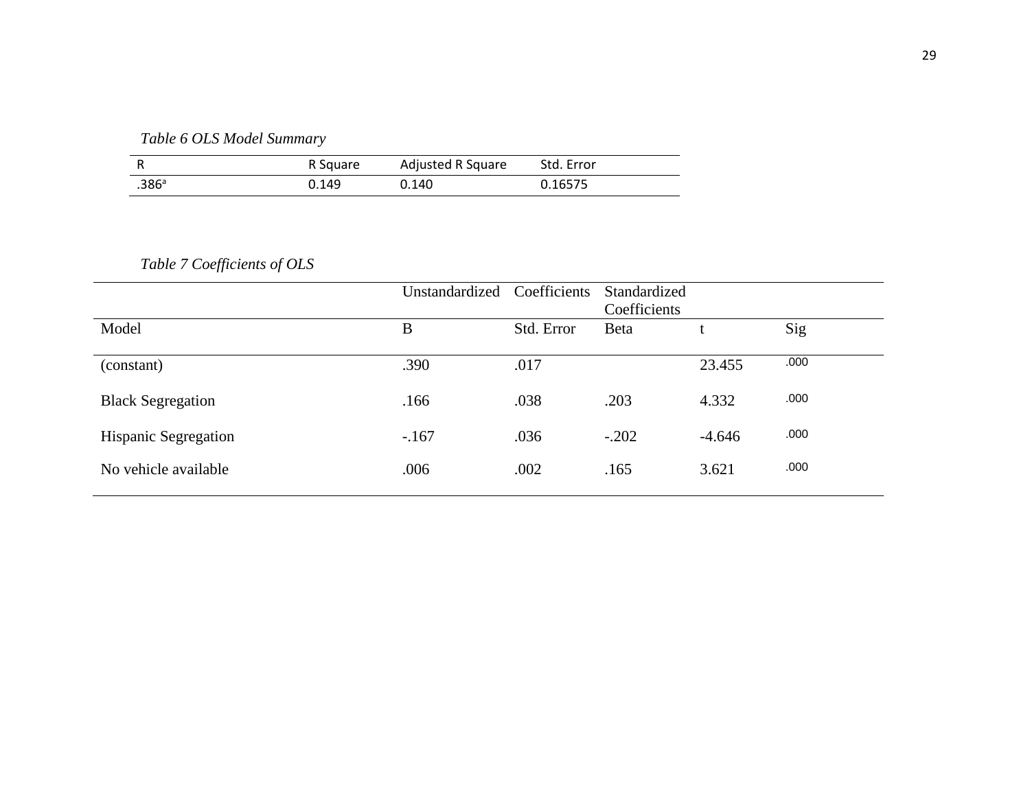*Table 6 OLS Model Summary*

| R | R Square | Adjusted R Square | Std. Error |
|---|---|---|---|
| .386[a] | 0.149 | 0.140 | 0.16575 |

*Table 7 Coefficients of OLS*

| | Unstandardized | Coefficients | Standardized Coefficients | | |
|---|---|---|---|---|---|
| Model | B | Std. Error | Beta | t | Sig |
| (constant) | .390 | .017 | | 23.455 | .000 |
| Black Segregation | .166 | .038 | .203 | 4.332 | .000 |
| Hispanic Segregation | -.167 | .036 | -.202 | -4.646 | .000 |
| No vehicle available | .006 | .002 | .165 | 3.621 | .000 |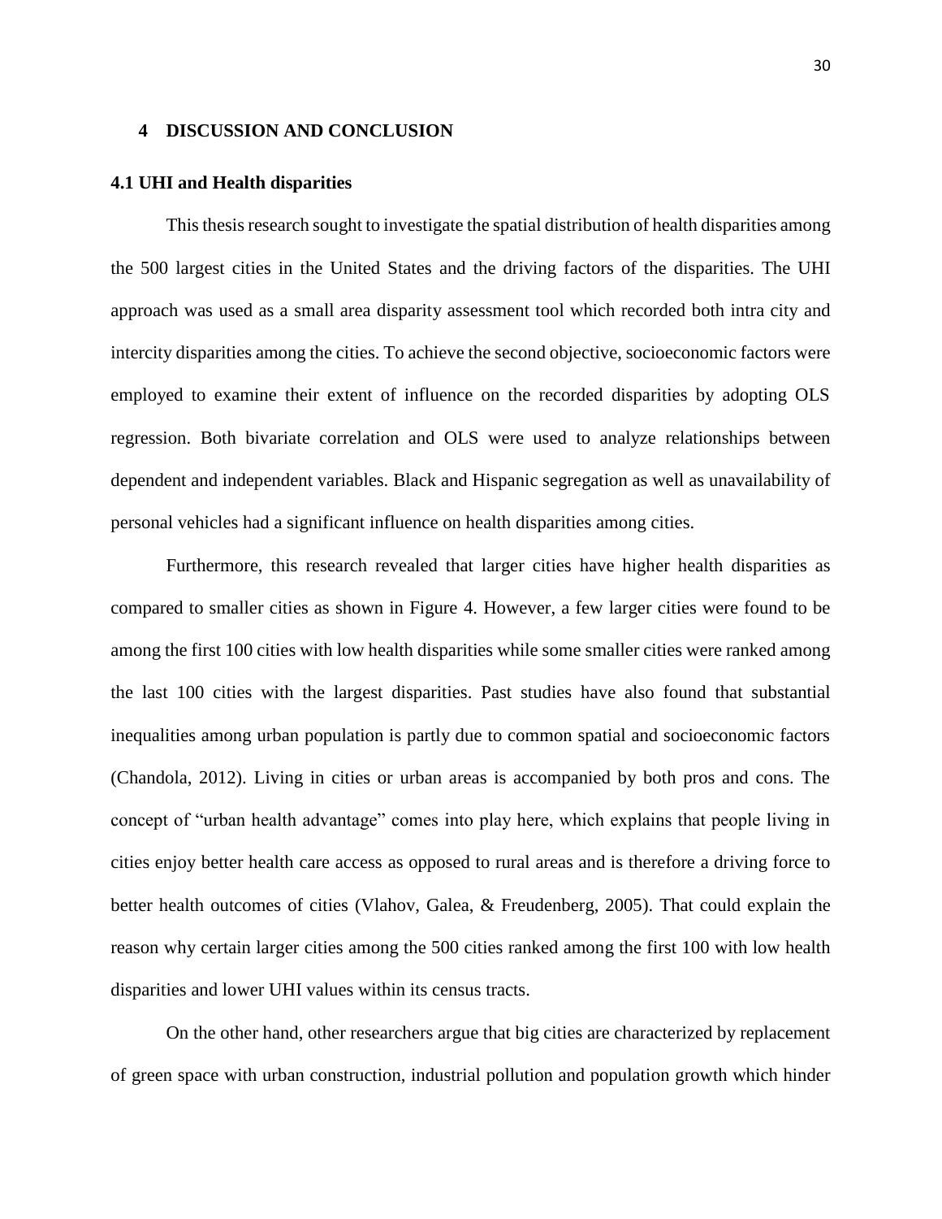# 4 DISCUSSION AND CONCLUSION

## 4.1 UHI and Health disparities

This thesis research sought to investigate the spatial distribution of health disparities among the 500 largest cities in the United States and the driving factors of the disparities. The UHI approach was used as a small area disparity assessment tool which recorded both intra city and intercity disparities among the cities. To achieve the second objective, socioeconomic factors were employed to examine their extent of influence on the recorded disparities by adopting OLS regression. Both bivariate correlation and OLS were used to analyze relationships between dependent and independent variables. Black and Hispanic segregation as well as unavailability of personal vehicles had a significant influence on health disparities among cities.

Furthermore, this research revealed that larger cities have higher health disparities as compared to smaller cities as shown in Figure 4. However, a few larger cities were found to be among the first 100 cities with low health disparities while some smaller cities were ranked among the last 100 cities with the largest disparities. Past studies have also found that substantial inequalities among urban population is partly due to common spatial and socioeconomic factors (Chandola, 2012). Living in cities or urban areas is accompanied by both pros and cons. The concept of "urban health advantage" comes into play here, which explains that people living in cities enjoy better health care access as opposed to rural areas and is therefore a driving force to better health outcomes of cities (Vlahov, Galea, & Freudenberg, 2005). That could explain the reason why certain larger cities among the 500 cities ranked among the first 100 with low health disparities and lower UHI values within its census tracts.

On the other hand, other researchers argue that big cities are characterized by replacement of green space with urban construction, industrial pollution and population growth which hinder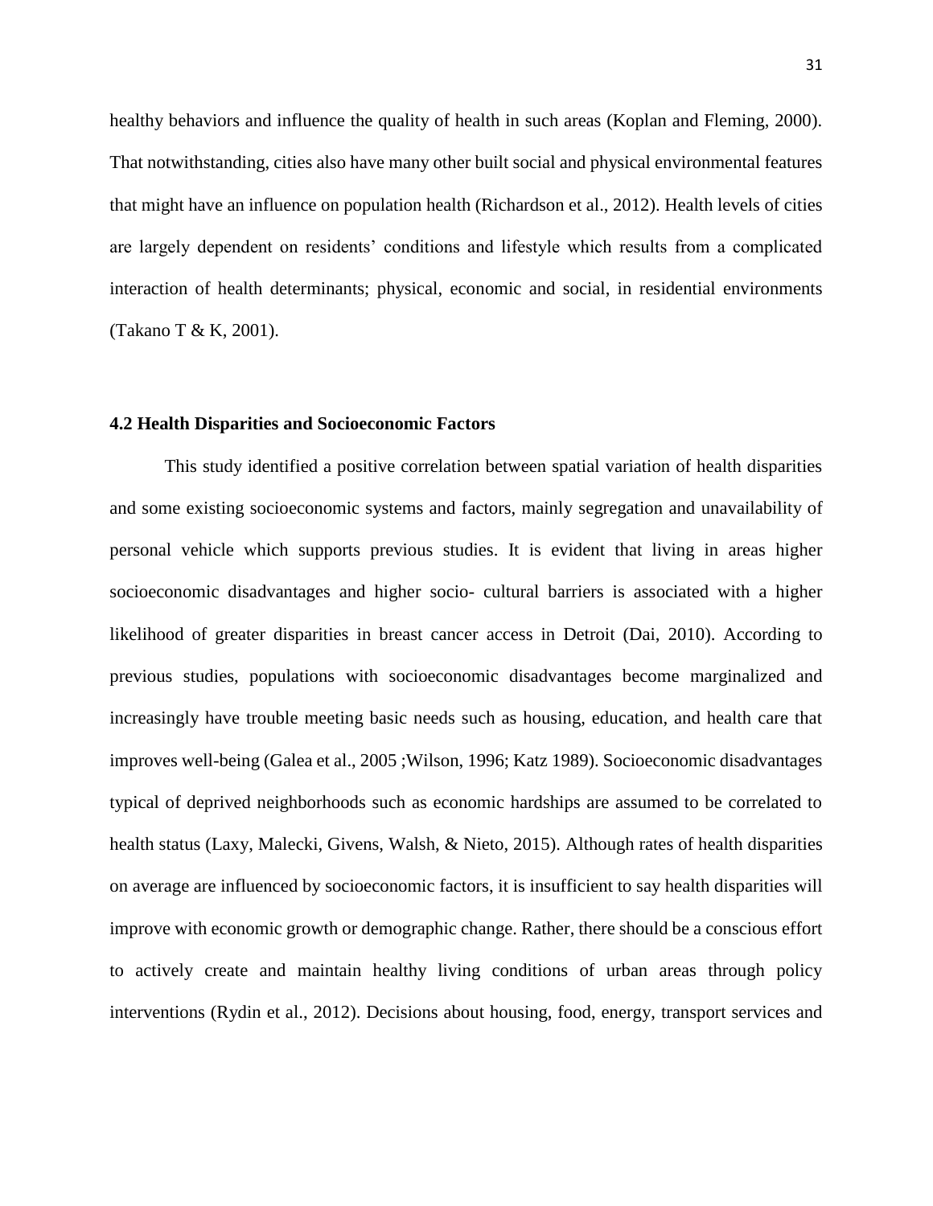healthy behaviors and influence the quality of health in such areas (Koplan and Fleming, 2000). That notwithstanding, cities also have many other built social and physical environmental features that might have an influence on population health (Richardson et al., 2012). Health levels of cities are largely dependent on residents' conditions and lifestyle which results from a complicated interaction of health determinants; physical, economic and social, in residential environments (Takano T & K, 2001).

## 4.2 Health Disparities and Socioeconomic Factors

This study identified a positive correlation between spatial variation of health disparities and some existing socioeconomic systems and factors, mainly segregation and unavailability of personal vehicle which supports previous studies. It is evident that living in areas higher socioeconomic disadvantages and higher socio- cultural barriers is associated with a higher likelihood of greater disparities in breast cancer access in Detroit (Dai, 2010). According to previous studies, populations with socioeconomic disadvantages become marginalized and increasingly have trouble meeting basic needs such as housing, education, and health care that improves well-being (Galea et al., 2005 ;Wilson, 1996; Katz 1989). Socioeconomic disadvantages typical of deprived neighborhoods such as economic hardships are assumed to be correlated to health status (Laxy, Malecki, Givens, Walsh, & Nieto, 2015). Although rates of health disparities on average are influenced by socioeconomic factors, it is insufficient to say health disparities will improve with economic growth or demographic change. Rather, there should be a conscious effort to actively create and maintain healthy living conditions of urban areas through policy interventions (Rydin et al., 2012). Decisions about housing, food, energy, transport services and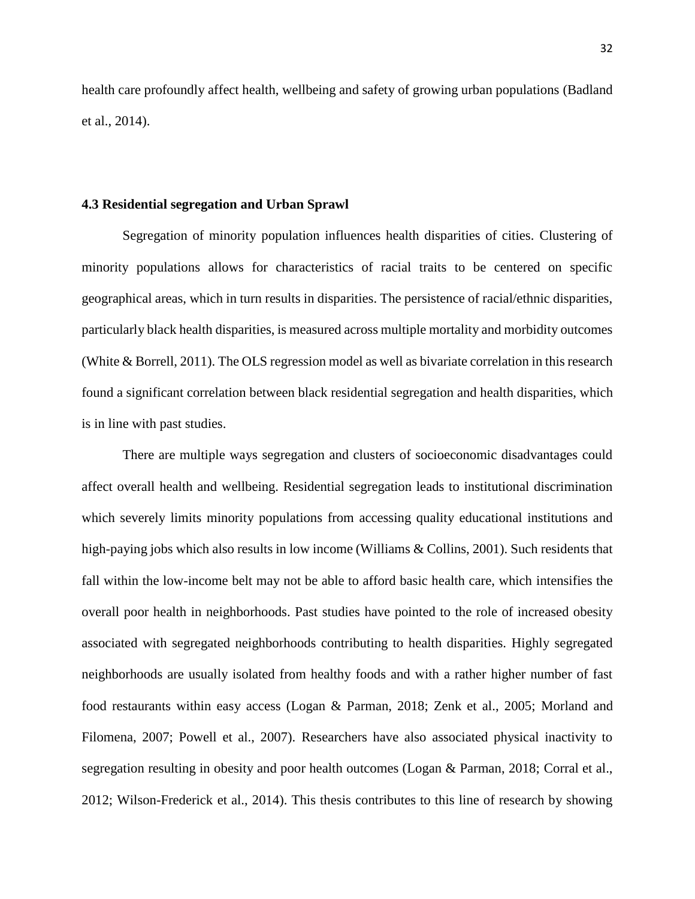health care profoundly affect health, wellbeing and safety of growing urban populations (Badland et al., 2014).

### 4.3 Residential segregation and Urban Sprawl

Segregation of minority population influences health disparities of cities. Clustering of minority populations allows for characteristics of racial traits to be centered on specific geographical areas, which in turn results in disparities. The persistence of racial/ethnic disparities, particularly black health disparities, is measured across multiple mortality and morbidity outcomes (White & Borrell, 2011). The OLS regression model as well as bivariate correlation in this research found a significant correlation between black residential segregation and health disparities, which is in line with past studies.

There are multiple ways segregation and clusters of socioeconomic disadvantages could affect overall health and wellbeing. Residential segregation leads to institutional discrimination which severely limits minority populations from accessing quality educational institutions and high-paying jobs which also results in low income (Williams & Collins, 2001). Such residents that fall within the low-income belt may not be able to afford basic health care, which intensifies the overall poor health in neighborhoods. Past studies have pointed to the role of increased obesity associated with segregated neighborhoods contributing to health disparities. Highly segregated neighborhoods are usually isolated from healthy foods and with a rather higher number of fast food restaurants within easy access (Logan & Parman, 2018; Zenk et al., 2005; Morland and Filomena, 2007; Powell et al., 2007). Researchers have also associated physical inactivity to segregation resulting in obesity and poor health outcomes (Logan & Parman, 2018; Corral et al., 2012; Wilson-Frederick et al., 2014). This thesis contributes to this line of research by showing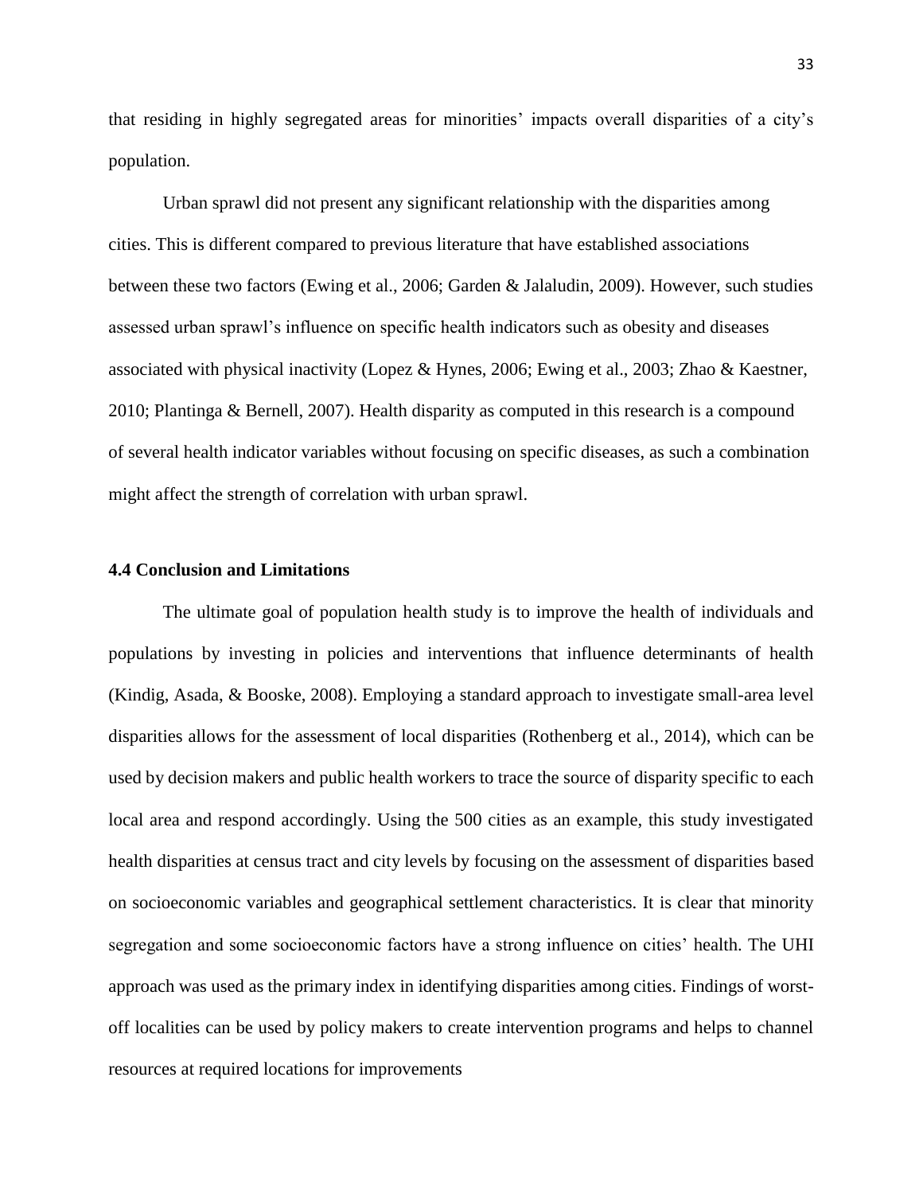that residing in highly segregated areas for minorities' impacts overall disparities of a city's population.

Urban sprawl did not present any significant relationship with the disparities among cities. This is different compared to previous literature that have established associations between these two factors (Ewing et al., 2006; Garden & Jalaludin, 2009). However, such studies assessed urban sprawl's influence on specific health indicators such as obesity and diseases associated with physical inactivity (Lopez & Hynes, 2006; Ewing et al., 2003; Zhao & Kaestner, 2010; Plantinga & Bernell, 2007). Health disparity as computed in this research is a compound of several health indicator variables without focusing on specific diseases, as such a combination might affect the strength of correlation with urban sprawl.

### 4.4 Conclusion and Limitations

The ultimate goal of population health study is to improve the health of individuals and populations by investing in policies and interventions that influence determinants of health (Kindig, Asada, & Booske, 2008). Employing a standard approach to investigate small-area level disparities allows for the assessment of local disparities (Rothenberg et al., 2014), which can be used by decision makers and public health workers to trace the source of disparity specific to each local area and respond accordingly. Using the 500 cities as an example, this study investigated health disparities at census tract and city levels by focusing on the assessment of disparities based on socioeconomic variables and geographical settlement characteristics. It is clear that minority segregation and some socioeconomic factors have a strong influence on cities' health. The UHI approach was used as the primary index in identifying disparities among cities. Findings of worst-off localities can be used by policy makers to create intervention programs and helps to channel resources at required locations for improvements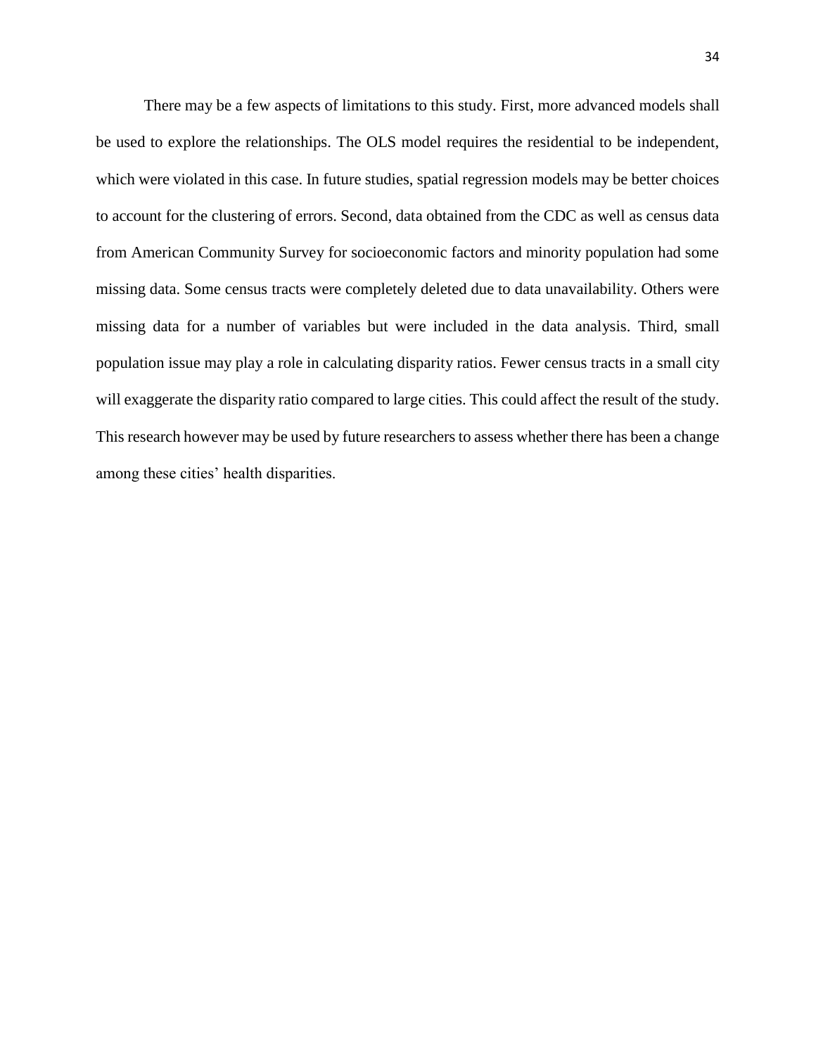There may be a few aspects of limitations to this study. First, more advanced models shall be used to explore the relationships. The OLS model requires the residential to be independent, which were violated in this case. In future studies, spatial regression models may be better choices to account for the clustering of errors. Second, data obtained from the CDC as well as census data from American Community Survey for socioeconomic factors and minority population had some missing data. Some census tracts were completely deleted due to data unavailability. Others were missing data for a number of variables but were included in the data analysis. Third, small population issue may play a role in calculating disparity ratios. Fewer census tracts in a small city will exaggerate the disparity ratio compared to large cities. This could affect the result of the study. This research however may be used by future researchers to assess whether there has been a change among these cities' health disparities.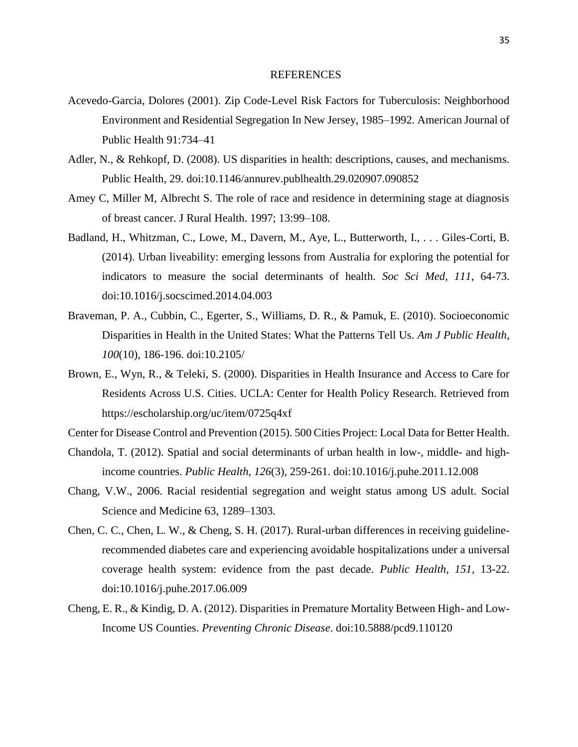# REFERENCES

Acevedo-Garcia, Dolores (2001). Zip Code-Level Risk Factors for Tuberculosis: Neighborhood Environment and Residential Segregation In New Jersey, 1985–1992. American Journal of Public Health 91:734–41

Adler, N., & Rehkopf, D. (2008). US disparities in health: descriptions, causes, and mechanisms. Public Health, 29. doi:10.1146/annurev.publhealth.29.020907.090852

Amey C, Miller M, Albrecht S. The role of race and residence in determining stage at diagnosis of breast cancer. J Rural Health. 1997; 13:99–108.

Badland, H., Whitzman, C., Lowe, M., Davern, M., Aye, L., Butterworth, I., . . . Giles-Corti, B. (2014). Urban liveability: emerging lessons from Australia for exploring the potential for indicators to measure the social determinants of health. *Soc Sci Med*, *111*, 64-73. doi:10.1016/j.socscimed.2014.04.003

Braveman, P. A., Cubbin, C., Egerter, S., Williams, D. R., & Pamuk, E. (2010). Socioeconomic Disparities in Health in the United States: What the Patterns Tell Us. *Am J Public Health, 100*(10), 186-196. doi:10.2105/

Brown, E., Wyn, R., & Teleki, S. (2000). Disparities in Health Insurance and Access to Care for Residents Across U.S. Cities. UCLA: Center for Health Policy Research. Retrieved from https://escholarship.org/uc/item/0725q4xf

Center for Disease Control and Prevention (2015). 500 Cities Project: Local Data for Better Health.

Chandola, T. (2012). Spatial and social determinants of urban health in low-, middle- and high-income countries. *Public Health*, *126*(3), 259-261. doi:10.1016/j.puhe.2011.12.008

Chang, V.W., 2006. Racial residential segregation and weight status among US adult. Social Science and Medicine 63, 1289–1303.

Chen, C. C., Chen, L. W., & Cheng, S. H. (2017). Rural-urban differences in receiving guideline-recommended diabetes care and experiencing avoidable hospitalizations under a universal coverage health system: evidence from the past decade. *Public Health, 151*, 13-22. doi:10.1016/j.puhe.2017.06.009

Cheng, E. R., & Kindig, D. A. (2012). Disparities in Premature Mortality Between High- and Low-Income US Counties. *Preventing Chronic Disease*. doi:10.5888/pcd9.110120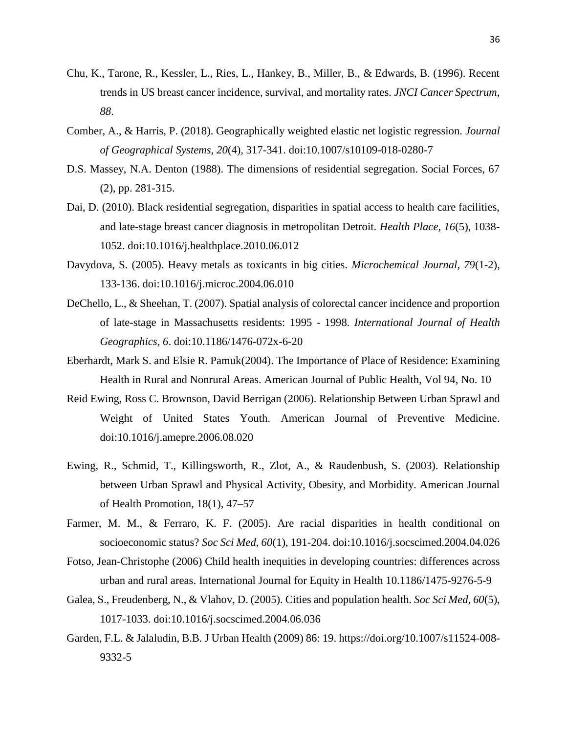Chu, K., Tarone, R., Kessler, L., Ries, L., Hankey, B., Miller, B., & Edwards, B. (1996). Recent trends in US breast cancer incidence, survival, and mortality rates. *JNCI Cancer Spectrum, 88*.

Comber, A., & Harris, P. (2018). Geographically weighted elastic net logistic regression. *Journal of Geographical Systems, 20*(4), 317-341. doi:10.1007/s10109-018-0280-7

D.S. Massey, N.A. Denton (1988). The dimensions of residential segregation. Social Forces, 67 (2), pp. 281-315.

Dai, D. (2010). Black residential segregation, disparities in spatial access to health care facilities, and late-stage breast cancer diagnosis in metropolitan Detroit. *Health Place, 16*(5), 1038-1052. doi:10.1016/j.healthplace.2010.06.012

Davydova, S. (2005). Heavy metals as toxicants in big cities. *Microchemical Journal, 79*(1-2), 133-136. doi:10.1016/j.microc.2004.06.010

DeChello, L., & Sheehan, T. (2007). Spatial analysis of colorectal cancer incidence and proportion of late-stage in Massachusetts residents: 1995 - 1998. *International Journal of Health Geographics, 6*. doi:10.1186/1476-072x-6-20

Eberhardt, Mark S. and Elsie R. Pamuk(2004). The Importance of Place of Residence: Examining Health in Rural and Nonrural Areas. American Journal of Public Health, Vol 94, No. 10

Reid Ewing, Ross C. Brownson, David Berrigan (2006). Relationship Between Urban Sprawl and Weight of United States Youth. American Journal of Preventive Medicine. doi:10.1016/j.amepre.2006.08.020

Ewing, R., Schmid, T., Killingsworth, R., Zlot, A., & Raudenbush, S. (2003). Relationship between Urban Sprawl and Physical Activity, Obesity, and Morbidity. American Journal of Health Promotion, 18(1), 47–57

Farmer, M. M., & Ferraro, K. F. (2005). Are racial disparities in health conditional on socioeconomic status? *Soc Sci Med, 60*(1), 191-204. doi:10.1016/j.socscimed.2004.04.026

Fotso, Jean-Christophe (2006) Child health inequities in developing countries: differences across urban and rural areas. International Journal for Equity in Health 10.1186/1475-9276-5-9

Galea, S., Freudenberg, N., & Vlahov, D. (2005). Cities and population health. *Soc Sci Med, 60*(5), 1017-1033. doi:10.1016/j.socscimed.2004.06.036

Garden, F.L. & Jalaludin, B.B. J Urban Health (2009) 86: 19. https://doi.org/10.1007/s11524-008-9332-5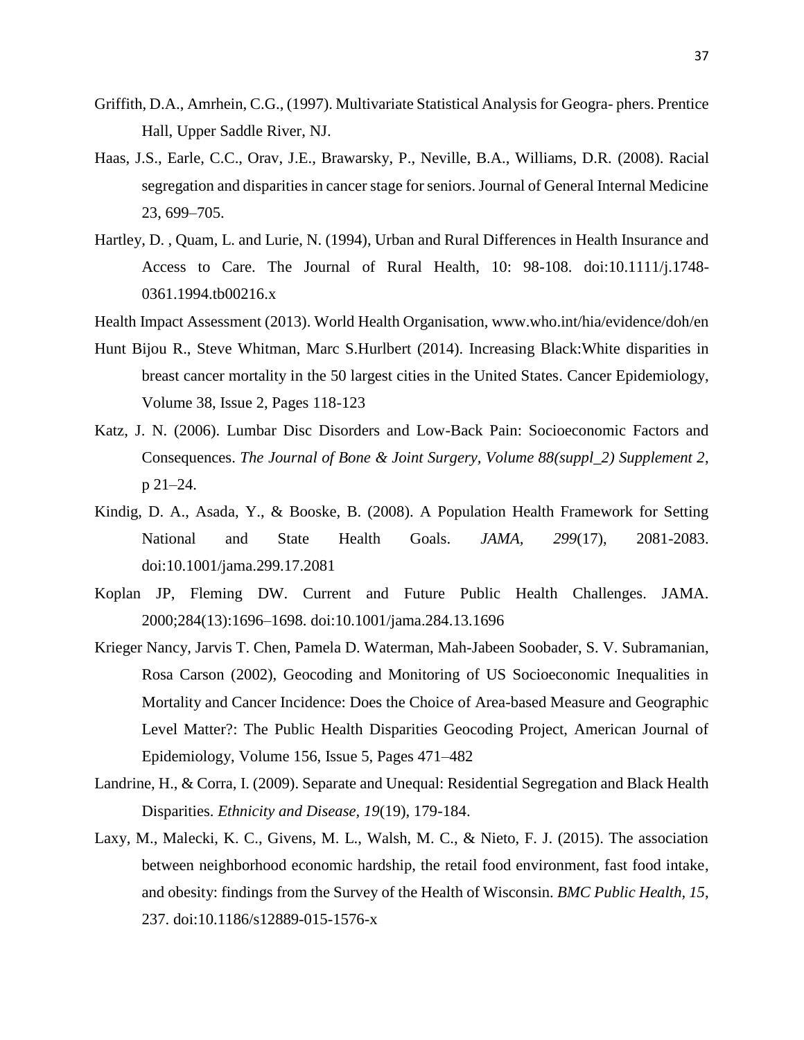Griffith, D.A., Amrhein, C.G., (1997). Multivariate Statistical Analysis for Geogra- phers. Prentice Hall, Upper Saddle River, NJ.

Haas, J.S., Earle, C.C., Orav, J.E., Brawarsky, P., Neville, B.A., Williams, D.R. (2008). Racial segregation and disparities in cancer stage for seniors. Journal of General Internal Medicine 23, 699–705.

Hartley, D. , Quam, L. and Lurie, N. (1994), Urban and Rural Differences in Health Insurance and Access to Care. The Journal of Rural Health, 10: 98-108. doi:10.1111/j.1748-0361.1994.tb00216.x

Health Impact Assessment (2013). World Health Organisation, www.who.int/hia/evidence/doh/en

Hunt Bijou R., Steve Whitman, Marc S.Hurlbert (2014). Increasing Black:White disparities in breast cancer mortality in the 50 largest cities in the United States. Cancer Epidemiology, Volume 38, Issue 2, Pages 118-123

Katz, J. N. (2006). Lumbar Disc Disorders and Low-Back Pain: Socioeconomic Factors and Consequences. *The Journal of Bone & Joint Surgery, Volume 88(suppl_2) Supplement 2*, p 21–24.

Kindig, D. A., Asada, Y., & Booske, B. (2008). A Population Health Framework for Setting National and State Health Goals. *JAMA*, *299*(17), 2081-2083. doi:10.1001/jama.299.17.2081

Koplan JP, Fleming DW. Current and Future Public Health Challenges. JAMA. 2000;284(13):1696–1698. doi:10.1001/jama.284.13.1696

Krieger Nancy, Jarvis T. Chen, Pamela D. Waterman, Mah-Jabeen Soobader, S. V. Subramanian, Rosa Carson (2002), Geocoding and Monitoring of US Socioeconomic Inequalities in Mortality and Cancer Incidence: Does the Choice of Area-based Measure and Geographic Level Matter?: The Public Health Disparities Geocoding Project, American Journal of Epidemiology, Volume 156, Issue 5, Pages 471–482

Landrine, H., & Corra, I. (2009). Separate and Unequal: Residential Segregation and Black Health Disparities. *Ethnicity and Disease*, *19*(19), 179-184.

Laxy, M., Malecki, K. C., Givens, M. L., Walsh, M. C., & Nieto, F. J. (2015). The association between neighborhood economic hardship, the retail food environment, fast food intake, and obesity: findings from the Survey of the Health of Wisconsin. *BMC Public Health*, *15*, 237. doi:10.1186/s12889-015-1576-x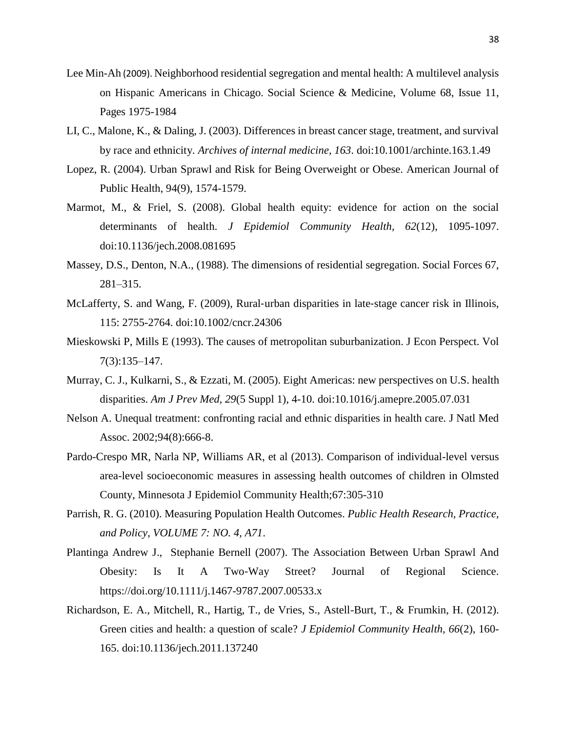Lee Min-Ah (2009). Neighborhood residential segregation and mental health: A multilevel analysis on Hispanic Americans in Chicago. Social Science & Medicine, Volume 68, Issue 11, Pages 1975-1984

LI, C., Malone, K., & Daling, J. (2003). Differences in breast cancer stage, treatment, and survival by race and ethnicity. *Archives of internal medicine, 163*. doi:10.1001/archinte.163.1.49

Lopez, R. (2004). Urban Sprawl and Risk for Being Overweight or Obese. American Journal of Public Health, 94(9), 1574-1579.

Marmot, M., & Friel, S. (2008). Global health equity: evidence for action on the social determinants of health. *J Epidemiol Community Health, 62*(12), 1095-1097. doi:10.1136/jech.2008.081695

Massey, D.S., Denton, N.A., (1988). The dimensions of residential segregation. Social Forces 67, 281–315.

McLafferty, S. and Wang, F. (2009), Rural‐urban disparities in late‐stage cancer risk in Illinois, 115: 2755-2764. doi:10.1002/cncr.24306

Mieskowski P, Mills E (1993). The causes of metropolitan suburbanization. J Econ Perspect. Vol 7(3):135–147.

Murray, C. J., Kulkarni, S., & Ezzati, M. (2005). Eight Americas: new perspectives on U.S. health disparities. *Am J Prev Med, 29*(5 Suppl 1), 4-10. doi:10.1016/j.amepre.2005.07.031

Nelson A. Unequal treatment: confronting racial and ethnic disparities in health care. J Natl Med Assoc. 2002;94(8):666-8.

Pardo-Crespo MR, Narla NP, Williams AR, et al (2013). Comparison of individual-level versus area-level socioeconomic measures in assessing health outcomes of children in Olmsted County, Minnesota J Epidemiol Community Health;67:305-310

Parrish, R. G. (2010). Measuring Population Health Outcomes. *Public Health Research, Practice, and Policy, VOLUME 7: NO. 4, A71*.

Plantinga Andrew J., Stephanie Bernell (2007). The Association Between Urban Sprawl And Obesity: Is It A Two‐Way Street? Journal of Regional Science. https://doi.org/10.1111/j.1467-9787.2007.00533.x

Richardson, E. A., Mitchell, R., Hartig, T., de Vries, S., Astell-Burt, T., & Frumkin, H. (2012). Green cities and health: a question of scale? *J Epidemiol Community Health, 66*(2), 160-165. doi:10.1136/jech.2011.137240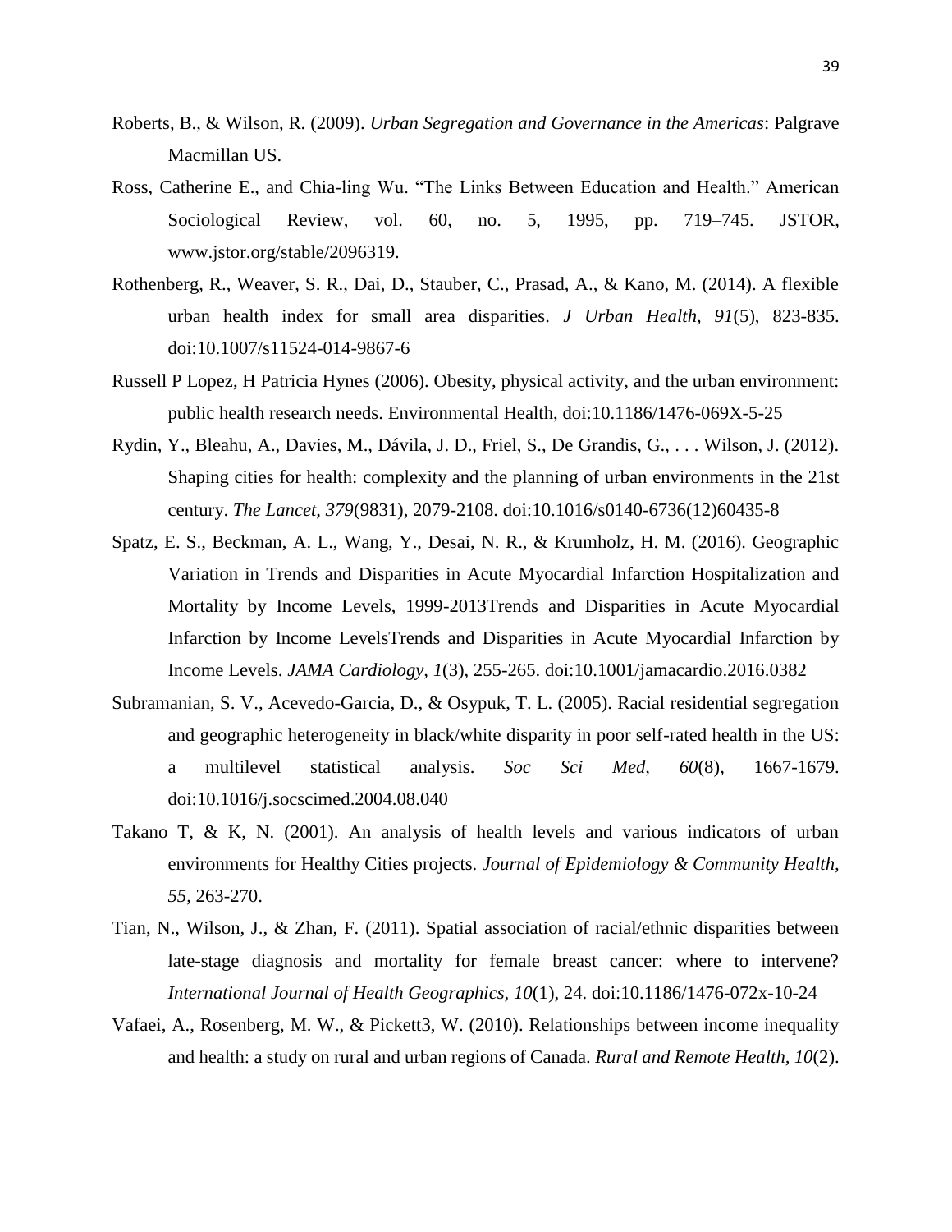Roberts, B., & Wilson, R. (2009). *Urban Segregation and Governance in the Americas*: Palgrave Macmillan US.

Ross, Catherine E., and Chia-ling Wu. "The Links Between Education and Health." American Sociological Review, vol. 60, no. 5, 1995, pp. 719–745. JSTOR, www.jstor.org/stable/2096319.

Rothenberg, R., Weaver, S. R., Dai, D., Stauber, C., Prasad, A., & Kano, M. (2014). A flexible urban health index for small area disparities. *J Urban Health, 91*(5), 823-835. doi:10.1007/s11524-014-9867-6

Russell P Lopez, H Patricia Hynes (2006). Obesity, physical activity, and the urban environment: public health research needs. Environmental Health, doi:10.1186/1476-069X-5-25

Rydin, Y., Bleahu, A., Davies, M., Dávila, J. D., Friel, S., De Grandis, G., . . . Wilson, J. (2012). Shaping cities for health: complexity and the planning of urban environments in the 21st century. *The Lancet, 379*(9831), 2079-2108. doi:10.1016/s0140-6736(12)60435-8

Spatz, E. S., Beckman, A. L., Wang, Y., Desai, N. R., & Krumholz, H. M. (2016). Geographic Variation in Trends and Disparities in Acute Myocardial Infarction Hospitalization and Mortality by Income Levels, 1999-2013Trends and Disparities in Acute Myocardial Infarction by Income LevelsTrends and Disparities in Acute Myocardial Infarction by Income Levels. *JAMA Cardiology, 1*(3), 255-265. doi:10.1001/jamacardio.2016.0382

Subramanian, S. V., Acevedo-Garcia, D., & Osypuk, T. L. (2005). Racial residential segregation and geographic heterogeneity in black/white disparity in poor self-rated health in the US: a multilevel statistical analysis. *Soc Sci Med, 60*(8), 1667-1679. doi:10.1016/j.socscimed.2004.08.040

Takano T, & K, N. (2001). An analysis of health levels and various indicators of urban environments for Healthy Cities projects. *Journal of Epidemiology & Community Health, 55*, 263-270.

Tian, N., Wilson, J., & Zhan, F. (2011). Spatial association of racial/ethnic disparities between late-stage diagnosis and mortality for female breast cancer: where to intervene? *International Journal of Health Geographics, 10*(1), 24. doi:10.1186/1476-072x-10-24

Vafaei, A., Rosenberg, M. W., & Pickett3, W. (2010). Relationships between income inequality and health: a study on rural and urban regions of Canada. *Rural and Remote Health, 10*(2).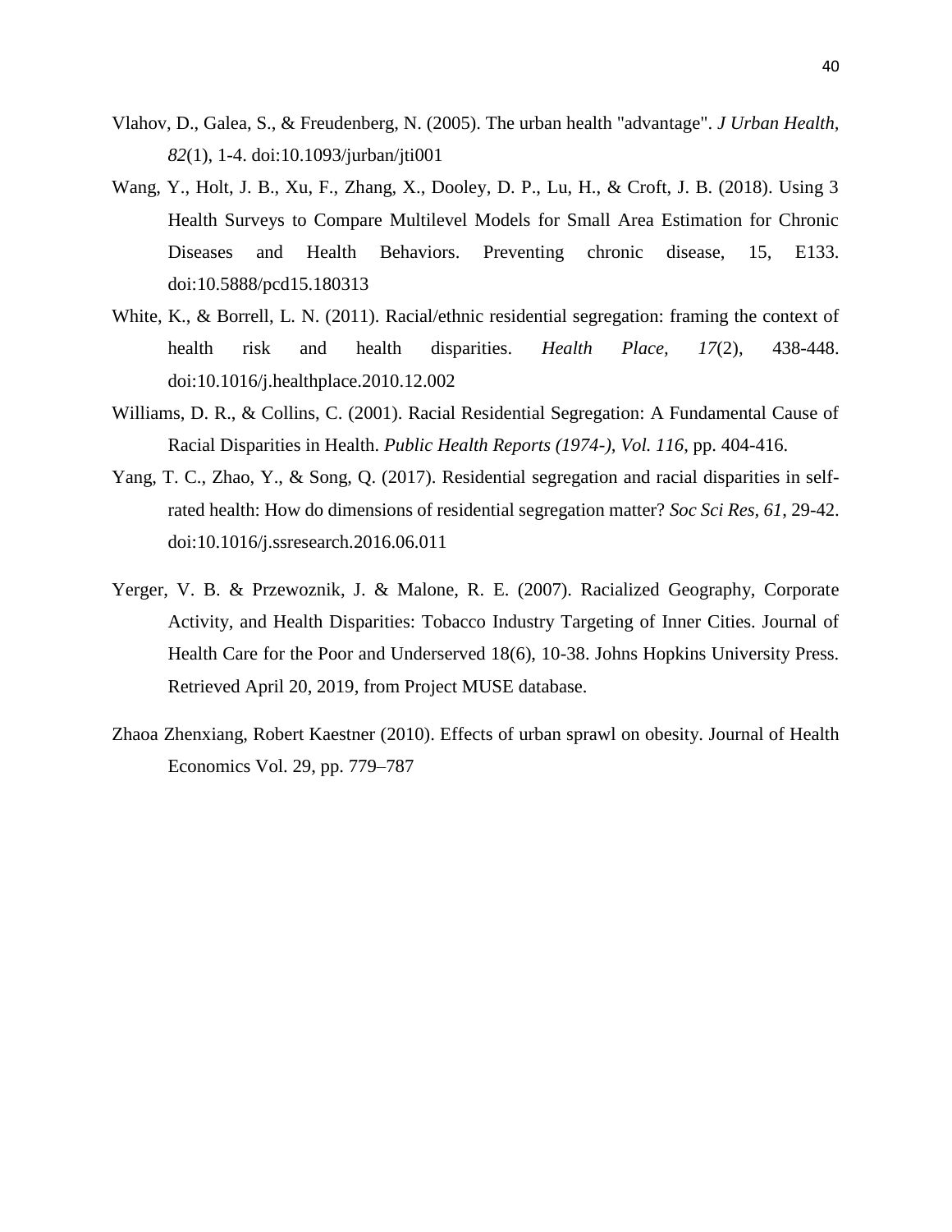Vlahov, D., Galea, S., & Freudenberg, N. (2005). The urban health "advantage". *J Urban Health, 82*(1), 1-4. doi:10.1093/jurban/jti001

Wang, Y., Holt, J. B., Xu, F., Zhang, X., Dooley, D. P., Lu, H., & Croft, J. B. (2018). Using 3 Health Surveys to Compare Multilevel Models for Small Area Estimation for Chronic Diseases and Health Behaviors. Preventing chronic disease, 15, E133. doi:10.5888/pcd15.180313

White, K., & Borrell, L. N. (2011). Racial/ethnic residential segregation: framing the context of health risk and health disparities. *Health Place, 17*(2), 438-448. doi:10.1016/j.healthplace.2010.12.002

Williams, D. R., & Collins, C. (2001). Racial Residential Segregation: A Fundamental Cause of Racial Disparities in Health. *Public Health Reports (1974-), Vol. 116*, pp. 404-416.

Yang, T. C., Zhao, Y., & Song, Q. (2017). Residential segregation and racial disparities in self-rated health: How do dimensions of residential segregation matter? *Soc Sci Res, 61*, 29-42. doi:10.1016/j.ssresearch.2016.06.011

Yerger, V. B. & Przewoznik, J. & Malone, R. E. (2007). Racialized Geography, Corporate Activity, and Health Disparities: Tobacco Industry Targeting of Inner Cities. Journal of Health Care for the Poor and Underserved 18(6), 10-38. Johns Hopkins University Press. Retrieved April 20, 2019, from Project MUSE database.

Zhaoa Zhenxiang, Robert Kaestner (2010). Effects of urban sprawl on obesity. Journal of Health Economics Vol. 29, pp. 779–787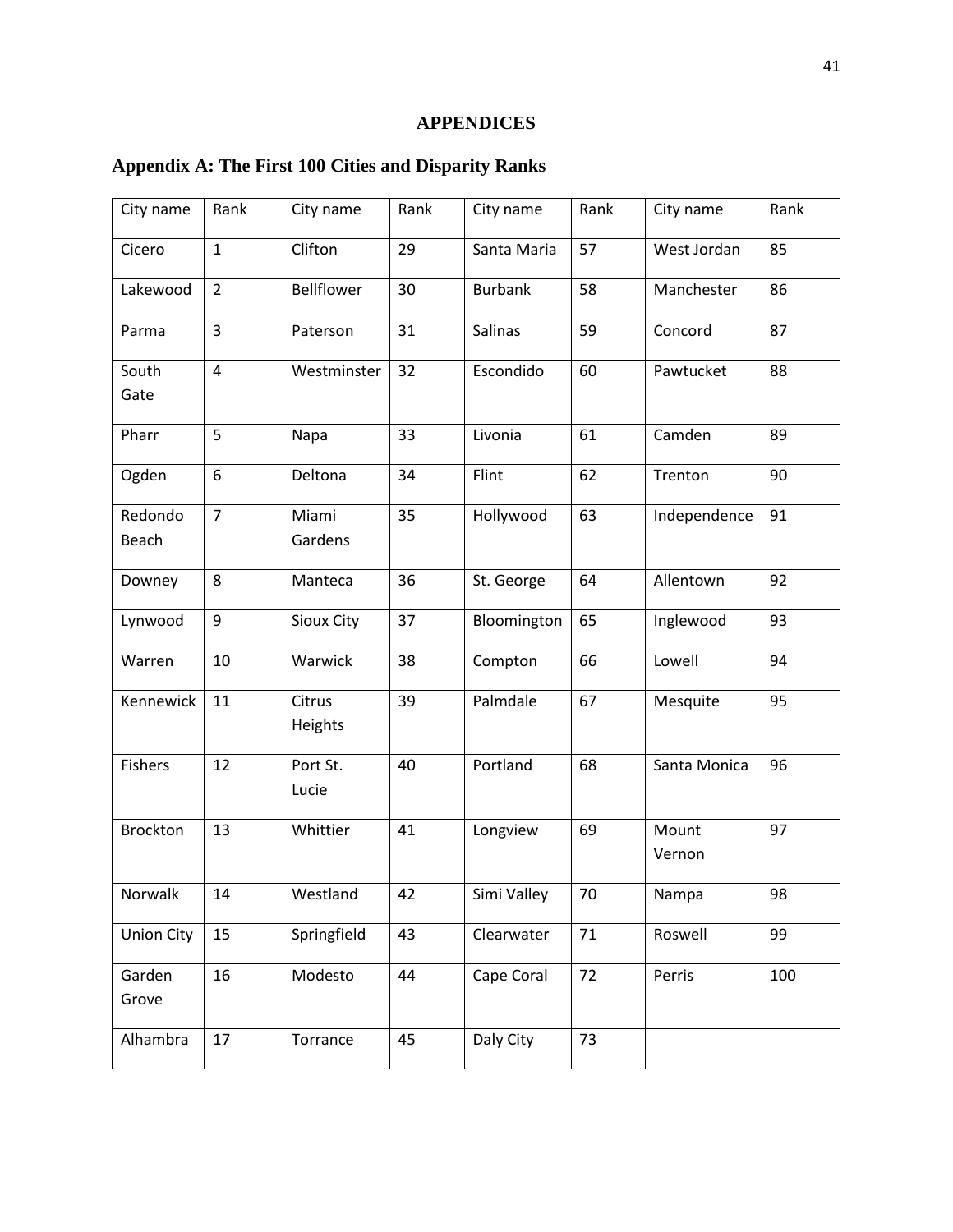# APPENDICES

## Appendix A: The First 100 Cities and Disparity Ranks

| City name | Rank | City name | Rank | City name | Rank | City name | Rank |
|---|---|---|---|---|---|---|---|
| Cicero | 1 | Clifton | 29 | Santa Maria | 57 | West Jordan | 85 |
| Lakewood | 2 | Bellflower | 30 | Burbank | 58 | Manchester | 86 |
| Parma | 3 | Paterson | 31 | Salinas | 59 | Concord | 87 |
| South Gate | 4 | Westminster | 32 | Escondido | 60 | Pawtucket | 88 |
| Pharr | 5 | Napa | 33 | Livonia | 61 | Camden | 89 |
| Ogden | 6 | Deltona | 34 | Flint | 62 | Trenton | 90 |
| Redondo Beach | 7 | Miami Gardens | 35 | Hollywood | 63 | Independence | 91 |
| Downey | 8 | Manteca | 36 | St. George | 64 | Allentown | 92 |
| Lynwood | 9 | Sioux City | 37 | Bloomington | 65 | Inglewood | 93 |
| Warren | 10 | Warwick | 38 | Compton | 66 | Lowell | 94 |
| Kennewick | 11 | Citrus Heights | 39 | Palmdale | 67 | Mesquite | 95 |
| Fishers | 12 | Port St. Lucie | 40 | Portland | 68 | Santa Monica | 96 |
| Brockton | 13 | Whittier | 41 | Longview | 69 | Mount Vernon | 97 |
| Norwalk | 14 | Westland | 42 | Simi Valley | 70 | Nampa | 98 |
| Union City | 15 | Springfield | 43 | Clearwater | 71 | Roswell | 99 |
| Garden Grove | 16 | Modesto | 44 | Cape Coral | 72 | Perris | 100 |
| Alhambra | 17 | Torrance | 45 | Daly City | 73 | | |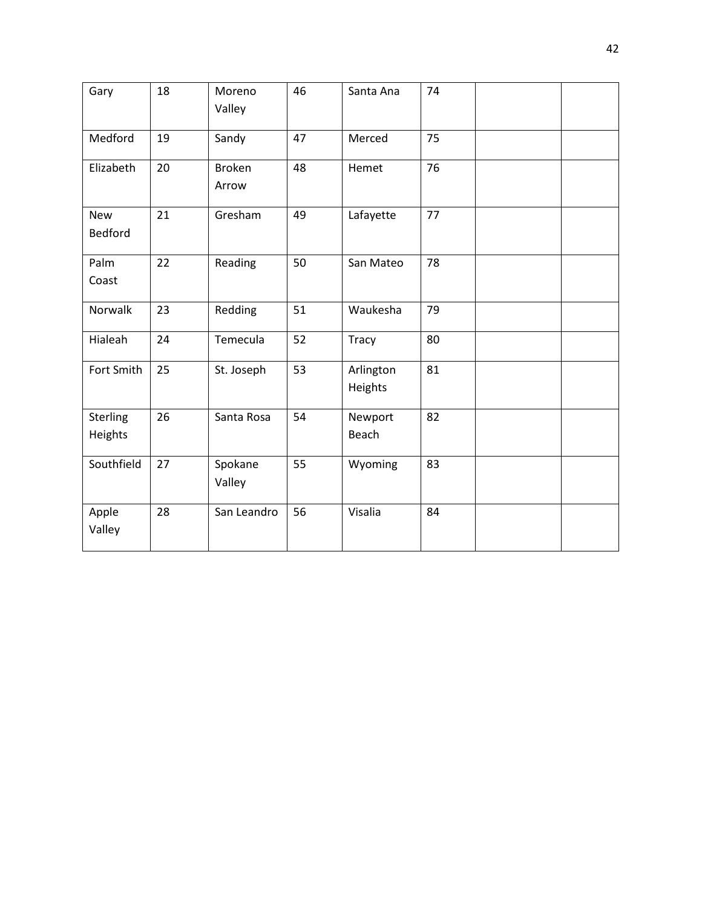| | | | | | | | |
|---|---|---|---|---|---|---|---|
| Gary | 18 | Moreno Valley | 46 | Santa Ana | 74 | | |
| Medford | 19 | Sandy | 47 | Merced | 75 | | |
| Elizabeth | 20 | Broken Arrow | 48 | Hemet | 76 | | |
| New Bedford | 21 | Gresham | 49 | Lafayette | 77 | | |
| Palm Coast | 22 | Reading | 50 | San Mateo | 78 | | |
| Norwalk | 23 | Redding | 51 | Waukesha | 79 | | |
| Hialeah | 24 | Temecula | 52 | Tracy | 80 | | |
| Fort Smith | 25 | St. Joseph | 53 | Arlington Heights | 81 | | |
| Sterling Heights | 26 | Santa Rosa | 54 | Newport Beach | 82 | | |
| Southfield | 27 | Spokane Valley | 55 | Wyoming | 83 | | |
| Apple Valley | 28 | San Leandro | 56 | Visalia | 84 | | |